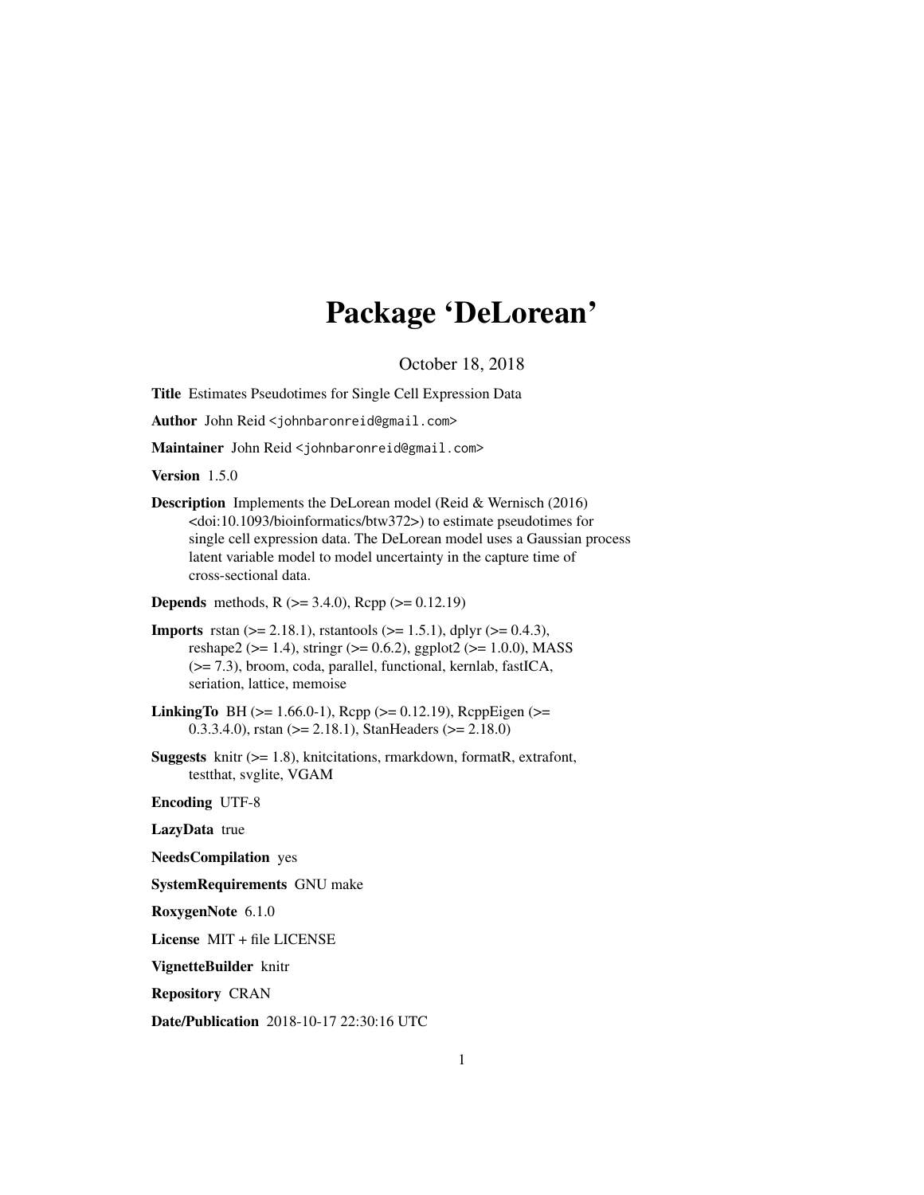# Package 'DeLorean'

October 18, 2018

**Title** Estimates Pseudotimes for Single Cell Expression Data

**Author** John Reid <johnbaronreid@gmail.com>

**Maintainer** John Reid <johnbaronreid@gmail.com>

**Version** 1.5.0

**Description** Implements the DeLorean model (Reid & Wernisch (2016) <doi:10.1093/bioinformatics/btw372>) to estimate pseudotimes for single cell expression data. The DeLorean model uses a Gaussian process latent variable model to model uncertainty in the capture time of cross-sectional data.

**Depends** methods, R (>= 3.4.0), Rcpp (>= 0.12.19)

**Imports** rstan (>= 2.18.1), rstantools (>= 1.5.1), dplyr (>= 0.4.3), reshape2 (>= 1.4), stringr (>= 0.6.2), ggplot2 (>= 1.0.0), MASS (>= 7.3), broom, coda, parallel, functional, kernlab, fastICA, seriation, lattice, memoise

**LinkingTo** BH (>= 1.66.0-1), Rcpp (>= 0.12.19), RcppEigen (>= 0.3.3.4.0), rstan (>= 2.18.1), StanHeaders (>= 2.18.0)

**Suggests** knitr (>= 1.8), knitcitations, rmarkdown, formatR, extrafont, testthat, svglite, VGAM

**Encoding** UTF-8

**LazyData** true

**NeedsCompilation** yes

**SystemRequirements** GNU make

**RoxygenNote** 6.1.0

**License** MIT + file LICENSE

**VignetteBuilder** knitr

**Repository** CRAN

**Date/Publication** 2018-10-17 22:30:16 UTC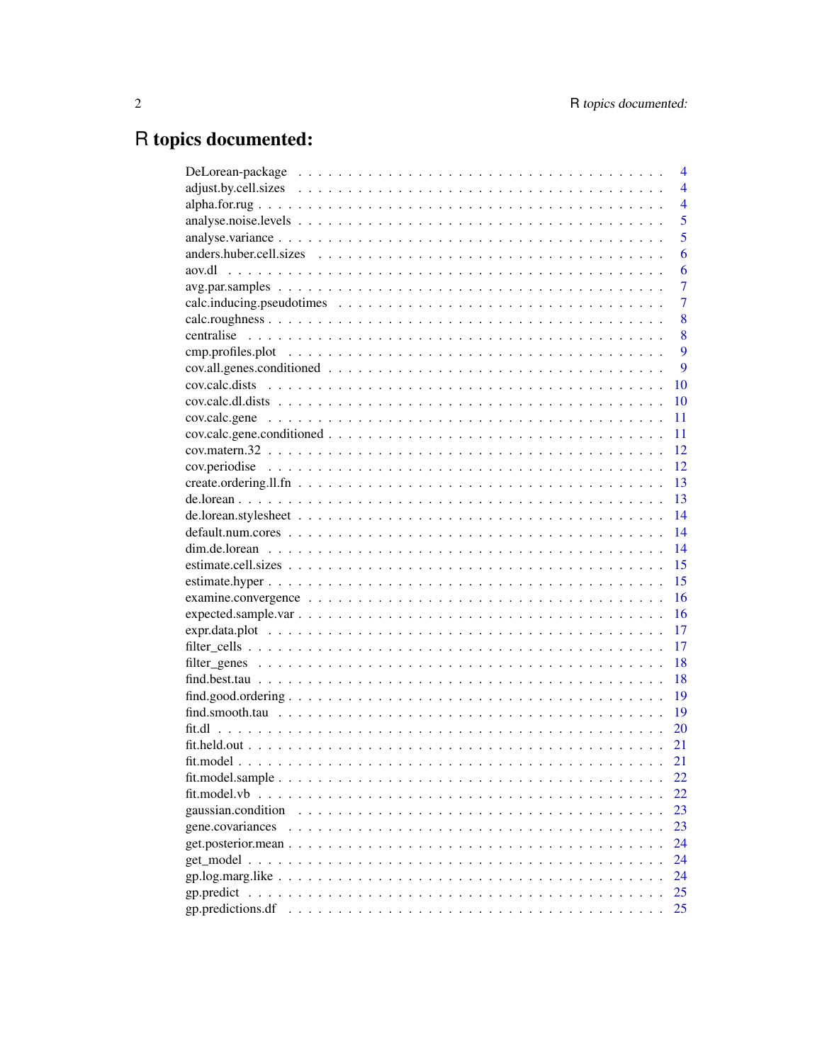# R topics documented:

| | |
|---|---|
| DeLorean-package | 4 |
| adjust.by.cell.sizes | 4 |
| alpha.for.rug | 4 |
| analyse.noise.levels | 5 |
| analyse.variance | 5 |
| anders.huber.cell.sizes | 6 |
| aov.dl | 6 |
| avg.par.samples | 7 |
| calc.inducing.pseudotimes | 7 |
| calc.roughness | 8 |
| centralise | 8 |
| cmp.profiles.plot | 9 |
| cov.all.genes.conditioned | 9 |
| cov.calc.dists | 10 |
| cov.calc.dl.dists | 10 |
| cov.calc.gene | 11 |
| cov.calc.gene.conditioned | 11 |
| cov.matern.32 | 12 |
| cov.periodise | 12 |
| create.ordering.ll.fn | 13 |
| de.lorean | 13 |
| de.lorean.stylesheet | 14 |
| default.num.cores | 14 |
| dim.de.lorean | 14 |
| estimate.cell.sizes | 15 |
| estimate.hyper | 15 |
| examine.convergence | 16 |
| expected.sample.var | 16 |
| expr.data.plot | 17 |
| filter_cells | 17 |
| filter_genes | 18 |
| find.best.tau | 18 |
| find.good.ordering | 19 |
| find.smooth.tau | 19 |
| fit.dl | 20 |
| fit.held.out | 21 |
| fit.model | 21 |
| fit.model.sample | 22 |
| fit.model.vb | 22 |
| gaussian.condition | 23 |
| gene.covariances | 23 |
| get.posterior.mean | 24 |
| get_model | 24 |
| gp.log.marg.like | 24 |
| gp.predict | 25 |
| gp.predictions.df | 25 |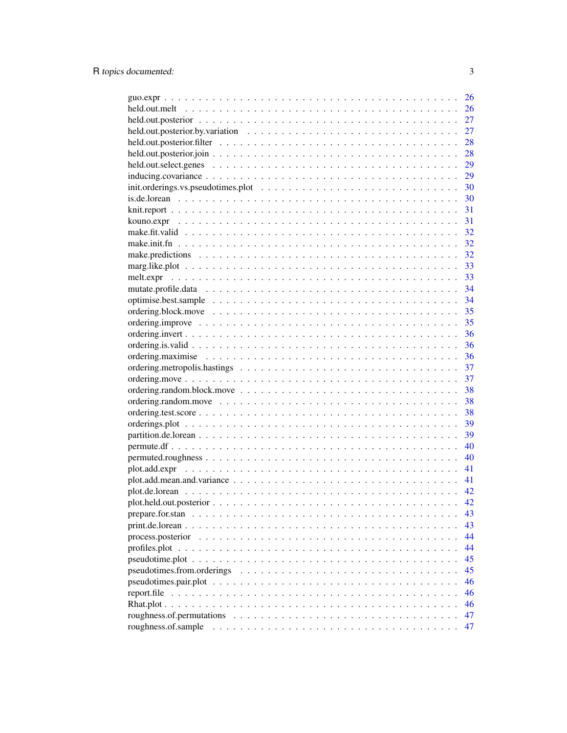guo.expr . . . . . . . . . . . . . . . . . . . . . . . . . . . . . . . . . . . . . . . . 26
held.out.melt . . . . . . . . . . . . . . . . . . . . . . . . . . . . . . . . . . . . . . 26
held.out.posterior . . . . . . . . . . . . . . . . . . . . . . . . . . . . . . . . . . . . 27
held.out.posterior.by.variation . . . . . . . . . . . . . . . . . . . . . . . . . . . . . 27
held.out.posterior.filter . . . . . . . . . . . . . . . . . . . . . . . . . . . . . . . . 28
held.out.posterior.join . . . . . . . . . . . . . . . . . . . . . . . . . . . . . . . . . 28
held.out.select.genes . . . . . . . . . . . . . . . . . . . . . . . . . . . . . . . . . . 29
inducing.covariance . . . . . . . . . . . . . . . . . . . . . . . . . . . . . . . . . . . 29
init.orderings.vs.pseudotimes.plot . . . . . . . . . . . . . . . . . . . . . . . . . . . 30
is.de.lorean . . . . . . . . . . . . . . . . . . . . . . . . . . . . . . . . . . . . . . . 30
knit.report . . . . . . . . . . . . . . . . . . . . . . . . . . . . . . . . . . . . . . . . 31
kouno.expr . . . . . . . . . . . . . . . . . . . . . . . . . . . . . . . . . . . . . . . . 31
make.fit.valid . . . . . . . . . . . . . . . . . . . . . . . . . . . . . . . . . . . . . . 32
make.init.fn . . . . . . . . . . . . . . . . . . . . . . . . . . . . . . . . . . . . . . . 32
make.predictions . . . . . . . . . . . . . . . . . . . . . . . . . . . . . . . . . . . . . 32
marg.like.plot . . . . . . . . . . . . . . . . . . . . . . . . . . . . . . . . . . . . . . 33
melt.expr . . . . . . . . . . . . . . . . . . . . . . . . . . . . . . . . . . . . . . . . . 33
mutate.profile.data . . . . . . . . . . . . . . . . . . . . . . . . . . . . . . . . . . . . 34
optimise.best.sample . . . . . . . . . . . . . . . . . . . . . . . . . . . . . . . . . . . 34
ordering.block.move . . . . . . . . . . . . . . . . . . . . . . . . . . . . . . . . . . . . 35
ordering.improve . . . . . . . . . . . . . . . . . . . . . . . . . . . . . . . . . . . . . 35
ordering.invert . . . . . . . . . . . . . . . . . . . . . . . . . . . . . . . . . . . . . . 36
ordering.is.valid . . . . . . . . . . . . . . . . . . . . . . . . . . . . . . . . . . . . . 36
ordering.maximise . . . . . . . . . . . . . . . . . . . . . . . . . . . . . . . . . . . . . 36
ordering.metropolis.hastings . . . . . . . . . . . . . . . . . . . . . . . . . . . . . . . 37
ordering.move . . . . . . . . . . . . . . . . . . . . . . . . . . . . . . . . . . . . . . . 37
ordering.random.block.move . . . . . . . . . . . . . . . . . . . . . . . . . . . . . . . . 38
ordering.random.move . . . . . . . . . . . . . . . . . . . . . . . . . . . . . . . . . . . 38
ordering.test.score . . . . . . . . . . . . . . . . . . . . . . . . . . . . . . . . . . . . 38
orderings.plot . . . . . . . . . . . . . . . . . . . . . . . . . . . . . . . . . . . . . . 39
partition.de.lorean . . . . . . . . . . . . . . . . . . . . . . . . . . . . . . . . . . . . 39
permute.df . . . . . . . . . . . . . . . . . . . . . . . . . . . . . . . . . . . . . . . . 40
permuted.roughness . . . . . . . . . . . . . . . . . . . . . . . . . . . . . . . . . . . . 40
plot.add.expr . . . . . . . . . . . . . . . . . . . . . . . . . . . . . . . . . . . . . . 41
plot.add.mean.and.variance . . . . . . . . . . . . . . . . . . . . . . . . . . . . . . . . 41
plot.de.lorean . . . . . . . . . . . . . . . . . . . . . . . . . . . . . . . . . . . . . . 42
plot.held.out.posterior . . . . . . . . . . . . . . . . . . . . . . . . . . . . . . . . . . 42
prepare.for.stan . . . . . . . . . . . . . . . . . . . . . . . . . . . . . . . . . . . . . 43
print.de.lorean . . . . . . . . . . . . . . . . . . . . . . . . . . . . . . . . . . . . . . 43
process.posterior . . . . . . . . . . . . . . . . . . . . . . . . . . . . . . . . . . . . . 44
profiles.plot . . . . . . . . . . . . . . . . . . . . . . . . . . . . . . . . . . . . . . . 44
pseudotime.plot . . . . . . . . . . . . . . . . . . . . . . . . . . . . . . . . . . . . . . 45
pseudotimes.from.orderings . . . . . . . . . . . . . . . . . . . . . . . . . . . . . . . . 45
pseudotimes.pair.plot . . . . . . . . . . . . . . . . . . . . . . . . . . . . . . . . . . . 46
report.file . . . . . . . . . . . . . . . . . . . . . . . . . . . . . . . . . . . . . . . . 46
Rhat.plot . . . . . . . . . . . . . . . . . . . . . . . . . . . . . . . . . . . . . . . . . 46
roughness.of.permutations . . . . . . . . . . . . . . . . . . . . . . . . . . . . . . . . 47
roughness.of.sample . . . . . . . . . . . . . . . . . . . . . . . . . . . . . . . . . . . . 47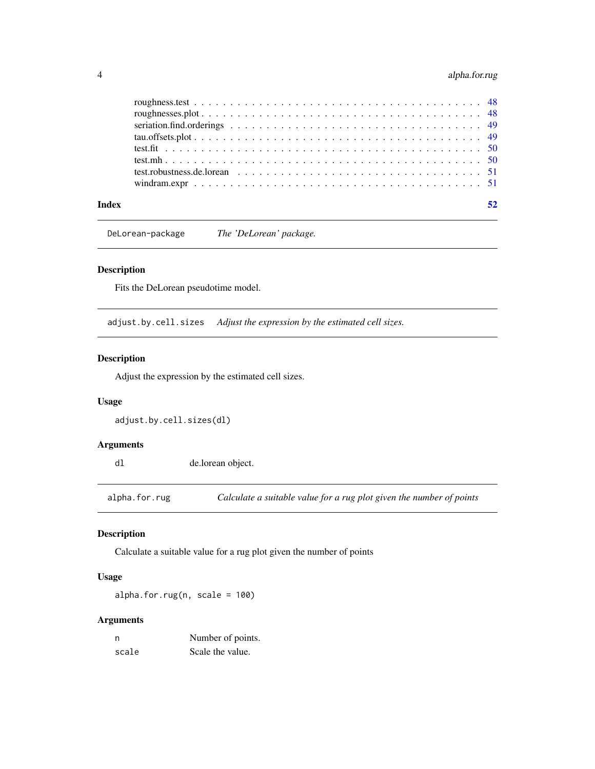roughness.test . . . . . . . . . . . . . . . . . . . . . . . . . . . . . . . . . . . . . 48
roughnesses.plot . . . . . . . . . . . . . . . . . . . . . . . . . . . . . . . . . . . . 48
seriation.find.orderings . . . . . . . . . . . . . . . . . . . . . . . . . . . . . . . . 49
tau.offsets.plot . . . . . . . . . . . . . . . . . . . . . . . . . . . . . . . . . . . . 49
test.fit . . . . . . . . . . . . . . . . . . . . . . . . . . . . . . . . . . . . . . . . 50
test.mh . . . . . . . . . . . . . . . . . . . . . . . . . . . . . . . . . . . . . . . . 50
test.robustness.de.lorean . . . . . . . . . . . . . . . . . . . . . . . . . . . . . . 51
windram.expr . . . . . . . . . . . . . . . . . . . . . . . . . . . . . . . . . . . . . 51

**Index** **52**

---

`DeLorean-package` *The 'DeLorean' package.*

---

### Description

Fits the DeLorean pseudotime model.

---

`adjust.by.cell.sizes` *Adjust the expression by the estimated cell sizes.*

---

### Description

Adjust the expression by the estimated cell sizes.

### Usage

```
adjust.by.cell.sizes(dl)
```

### Arguments

| | |
|---|---|
| `dl` | de.lorean object. |

---

`alpha.for.rug` *Calculate a suitable value for a rug plot given the number of points*

---

### Description

Calculate a suitable value for a rug plot given the number of points

### Usage

```
alpha.for.rug(n, scale = 100)
```

### Arguments

| | |
|---|---|
| `n` | Number of points. |
| `scale` | Scale the value. |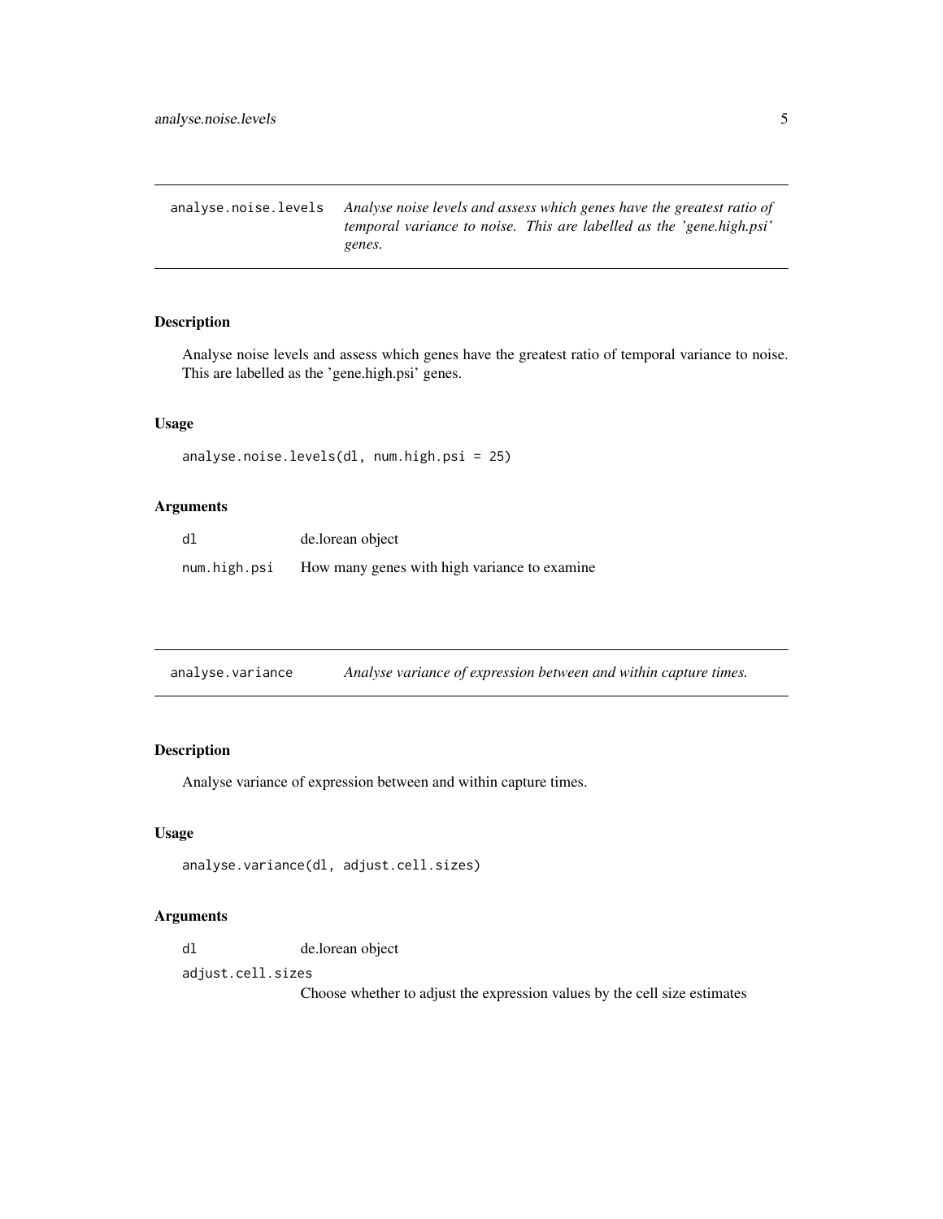## analyse.noise.levels

*Analyse noise levels and assess which genes have the greatest ratio of temporal variance to noise. This are labelled as the 'gene.high.psi' genes.*

### Description

Analyse noise levels and assess which genes have the greatest ratio of temporal variance to noise. This are labelled as the 'gene.high.psi' genes.

### Usage

```
analyse.noise.levels(dl, num.high.psi = 25)
```

### Arguments

| | |
|---|---|
| dl | de.lorean object |
| num.high.psi | How many genes with high variance to examine |

## analyse.variance

*Analyse variance of expression between and within capture times.*

### Description

Analyse variance of expression between and within capture times.

### Usage

```
analyse.variance(dl, adjust.cell.sizes)
```

### Arguments

| | |
|---|---|
| dl | de.lorean object |
| adjust.cell.sizes | Choose whether to adjust the expression values by the cell size estimates |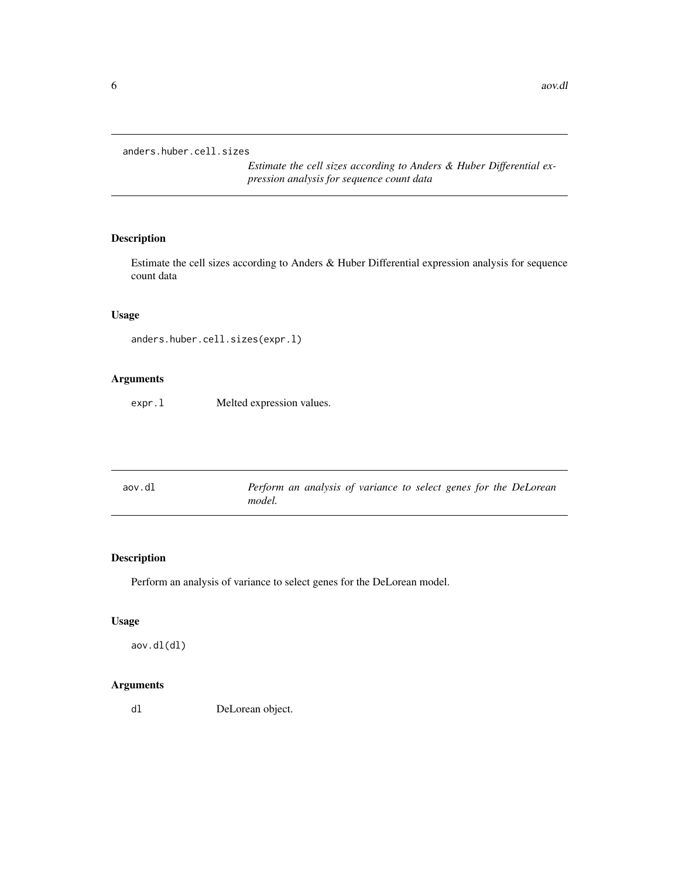## anders.huber.cell.sizes

*Estimate the cell sizes according to Anders & Huber Differential expression analysis for sequence count data*

### Description

Estimate the cell sizes according to Anders & Huber Differential expression analysis for sequence count data

### Usage

```
anders.huber.cell.sizes(expr.l)
```

### Arguments

| | |
|---|---|
| expr.l | Melted expression values. |

## aov.dl

*Perform an analysis of variance to select genes for the DeLorean model.*

### Description

Perform an analysis of variance to select genes for the DeLorean model.

### Usage

```
aov.dl(dl)
```

### Arguments

| | |
|---|---|
| dl | DeLorean object. |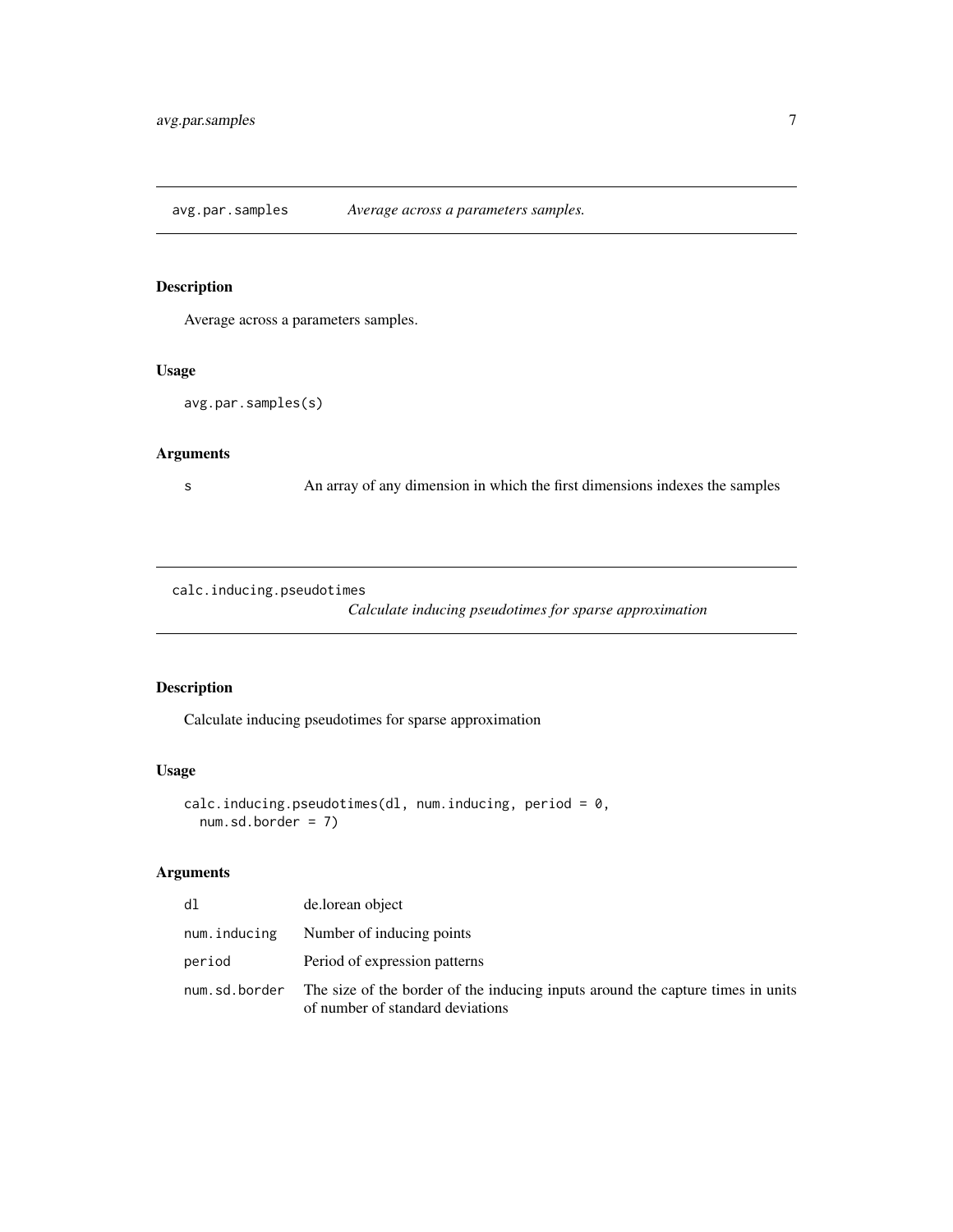## avg.par.samples — *Average across a parameters samples.*

### Description

Average across a parameters samples.

### Usage

```
avg.par.samples(s)
```

### Arguments

| | |
|---|---|
| s | An array of any dimension in which the first dimensions indexes the samples |

## calc.inducing.pseudotimes — *Calculate inducing pseudotimes for sparse approximation*

### Description

Calculate inducing pseudotimes for sparse approximation

### Usage

```
calc.inducing.pseudotimes(dl, num.inducing, period = 0,
  num.sd.border = 7)
```

### Arguments

| | |
|---|---|
| dl | de.lorean object |
| num.inducing | Number of inducing points |
| period | Period of expression patterns |
| num.sd.border | The size of the border of the inducing inputs around the capture times in units of number of standard deviations |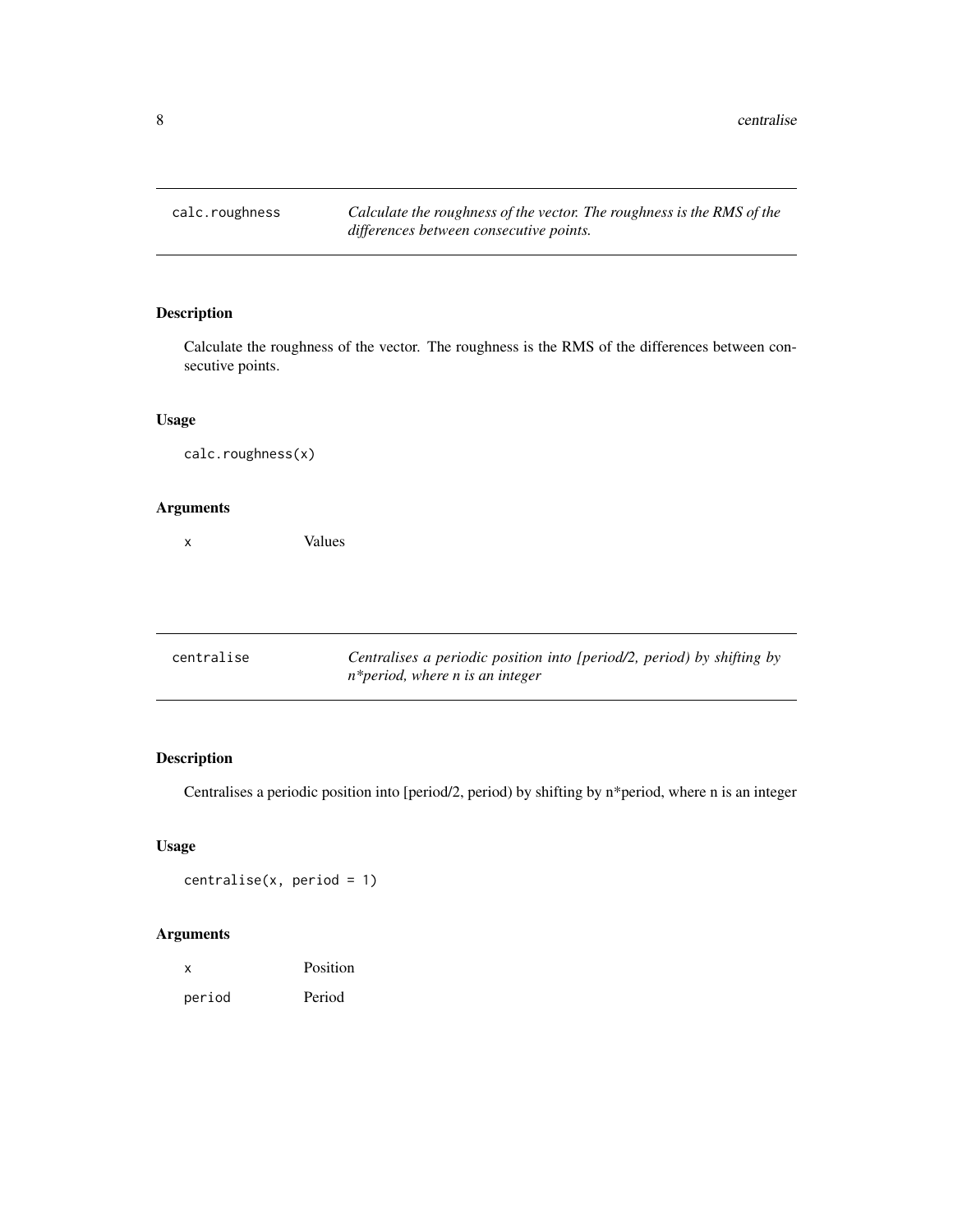## calc.roughness

*Calculate the roughness of the vector. The roughness is the RMS of the differences between consecutive points.*

### Description

Calculate the roughness of the vector. The roughness is the RMS of the differences between consecutive points.

### Usage

```
calc.roughness(x)
```

### Arguments

| | |
|---|---|
| `x` | Values |

## centralise

*Centralises a periodic position into [period/2, period) by shifting by n*period, where n is an integer*

### Description

Centralises a periodic position into [period/2, period) by shifting by n*period, where n is an integer

### Usage

```
centralise(x, period = 1)
```

### Arguments

| | |
|---|---|
| `x` | Position |
| `period` | Period |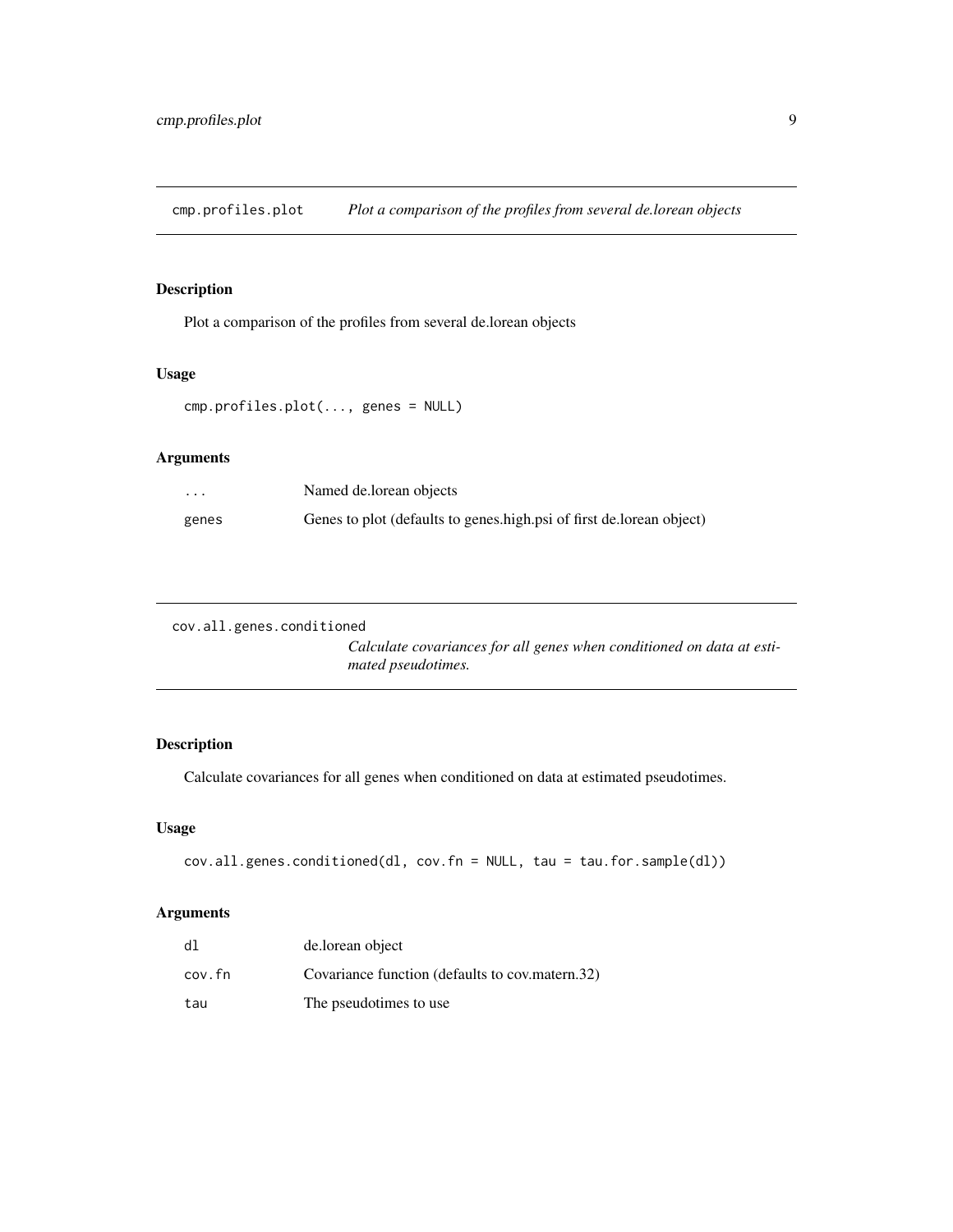## cmp.profiles.plot — *Plot a comparison of the profiles from several de.lorean objects*

### Description

Plot a comparison of the profiles from several de.lorean objects

### Usage

```
cmp.profiles.plot(..., genes = NULL)
```

### Arguments

| | |
|---|---|
| `...` | Named de.lorean objects |
| `genes` | Genes to plot (defaults to genes.high.psi of first de.lorean object) |

## cov.all.genes.conditioned — *Calculate covariances for all genes when conditioned on data at estimated pseudotimes.*

### Description

Calculate covariances for all genes when conditioned on data at estimated pseudotimes.

### Usage

```
cov.all.genes.conditioned(dl, cov.fn = NULL, tau = tau.for.sample(dl))
```

### Arguments

| | |
|---|---|
| `dl` | de.lorean object |
| `cov.fn` | Covariance function (defaults to cov.matern.32) |
| `tau` | The pseudotimes to use |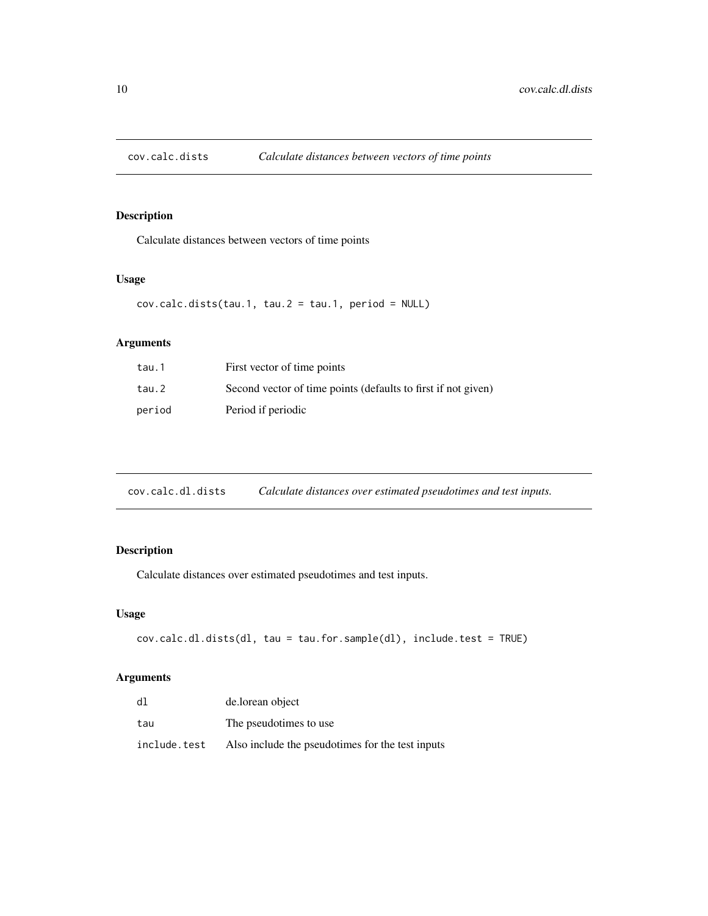## cov.calc.dists *Calculate distances between vectors of time points*

### Description

Calculate distances between vectors of time points

### Usage

```
cov.calc.dists(tau.1, tau.2 = tau.1, period = NULL)
```

### Arguments

| | |
|---|---|
| tau.1 | First vector of time points |
| tau.2 | Second vector of time points (defaults to first if not given) |
| period | Period if periodic |

## cov.calc.dl.dists *Calculate distances over estimated pseudotimes and test inputs.*

### Description

Calculate distances over estimated pseudotimes and test inputs.

### Usage

```
cov.calc.dl.dists(dl, tau = tau.for.sample(dl), include.test = TRUE)
```

### Arguments

| | |
|---|---|
| dl | de.lorean object |
| tau | The pseudotimes to use |
| include.test | Also include the pseudotimes for the test inputs |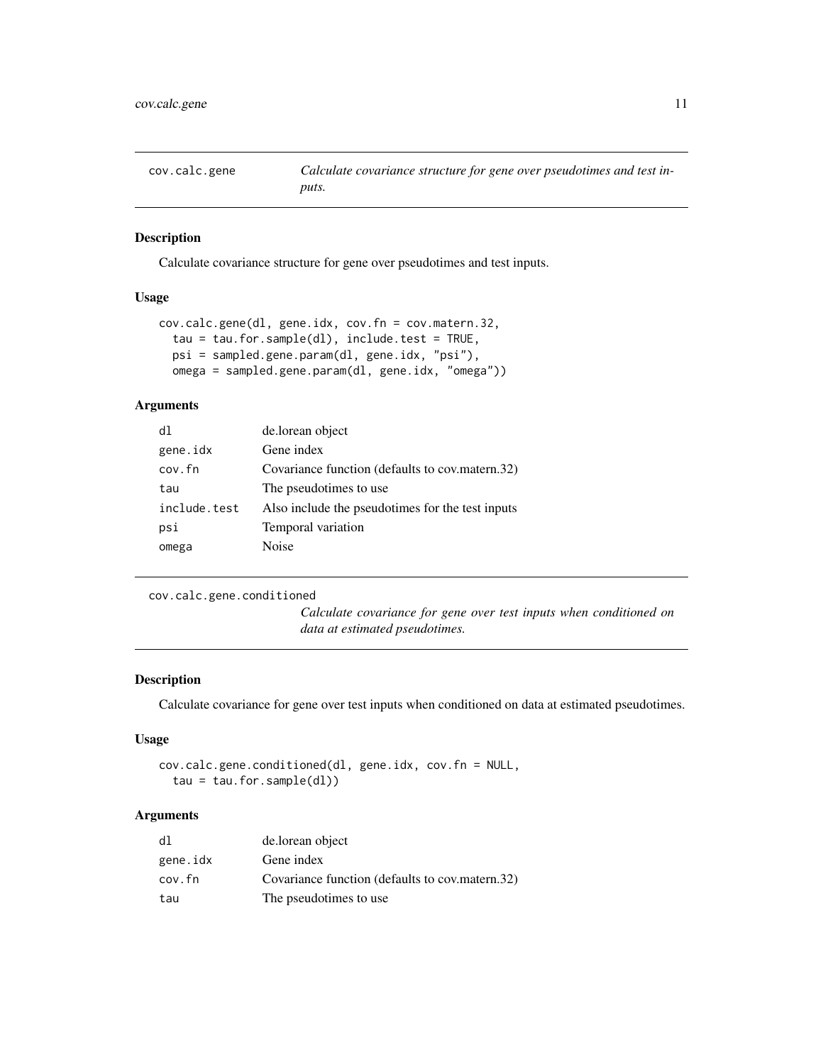## cov.calc.gene — *Calculate covariance structure for gene over pseudotimes and test inputs.*

### Description

Calculate covariance structure for gene over pseudotimes and test inputs.

### Usage

```
cov.calc.gene(dl, gene.idx, cov.fn = cov.matern.32,
  tau = tau.for.sample(dl), include.test = TRUE,
  psi = sampled.gene.param(dl, gene.idx, "psi"),
  omega = sampled.gene.param(dl, gene.idx, "omega"))
```

### Arguments

| | |
|---|---|
| `dl` | de.lorean object |
| `gene.idx` | Gene index |
| `cov.fn` | Covariance function (defaults to cov.matern.32) |
| `tau` | The pseudotimes to use |
| `include.test` | Also include the pseudotimes for the test inputs |
| `psi` | Temporal variation |
| `omega` | Noise |

## cov.calc.gene.conditioned — *Calculate covariance for gene over test inputs when conditioned on data at estimated pseudotimes.*

### Description

Calculate covariance for gene over test inputs when conditioned on data at estimated pseudotimes.

### Usage

```
cov.calc.gene.conditioned(dl, gene.idx, cov.fn = NULL,
  tau = tau.for.sample(dl))
```

### Arguments

| | |
|---|---|
| `dl` | de.lorean object |
| `gene.idx` | Gene index |
| `cov.fn` | Covariance function (defaults to cov.matern.32) |
| `tau` | The pseudotimes to use |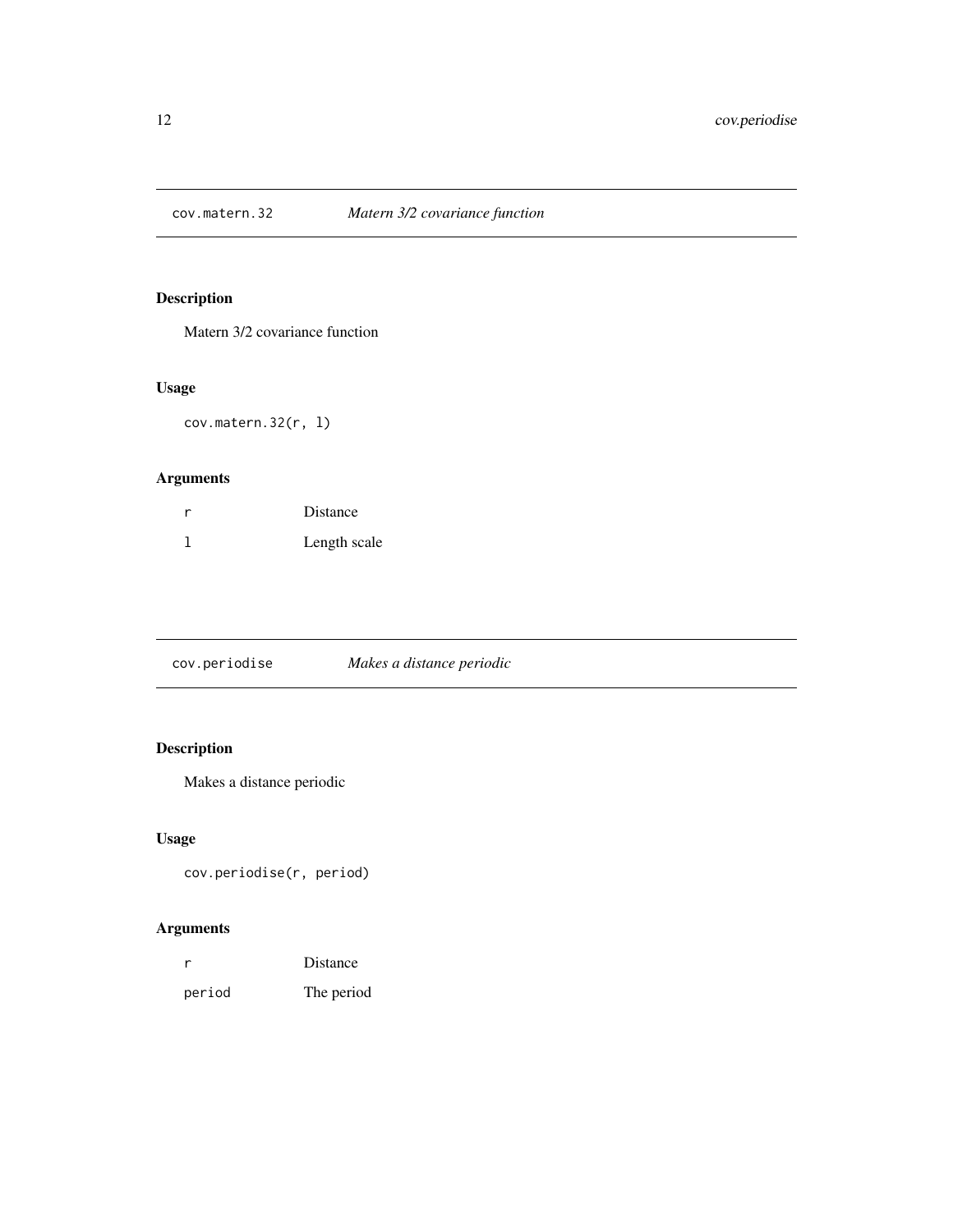## cov.matern.32 — *Matern 3/2 covariance function*

### Description

Matern 3/2 covariance function

### Usage

```
cov.matern.32(r, l)
```

### Arguments

| | |
|---|---|
| `r` | Distance |
| `l` | Length scale |

## cov.periodise — *Makes a distance periodic*

### Description

Makes a distance periodic

### Usage

```
cov.periodise(r, period)
```

### Arguments

| | |
|---|---|
| `r` | Distance |
| `period` | The period |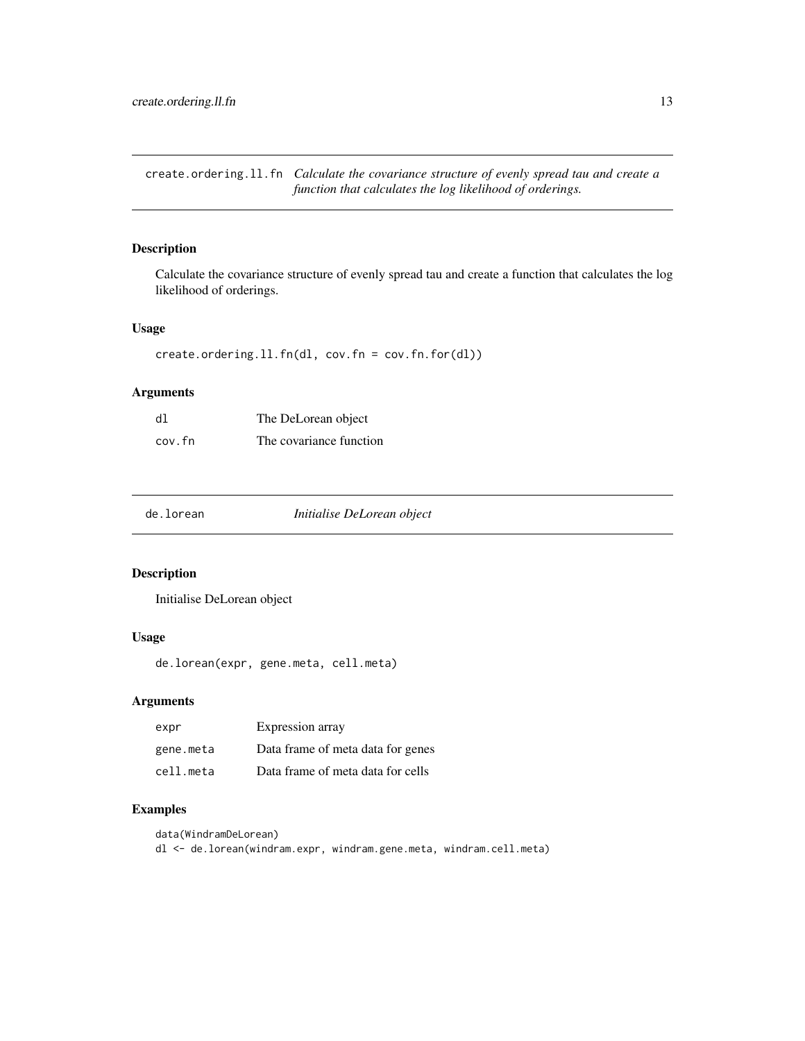## create.ordering.ll.fn *Calculate the covariance structure of evenly spread tau and create a function that calculates the log likelihood of orderings.*

### Description

Calculate the covariance structure of evenly spread tau and create a function that calculates the log likelihood of orderings.

### Usage

```
create.ordering.ll.fn(dl, cov.fn = cov.fn.for(dl))
```

### Arguments

| | |
|---|---|
| dl | The DeLorean object |
| cov.fn | The covariance function |

## de.lorean *Initialise DeLorean object*

### Description

Initialise DeLorean object

### Usage

```
de.lorean(expr, gene.meta, cell.meta)
```

### Arguments

| | |
|---|---|
| expr | Expression array |
| gene.meta | Data frame of meta data for genes |
| cell.meta | Data frame of meta data for cells |

### Examples

```
data(WindramDeLorean)
dl <- de.lorean(windram.expr, windram.gene.meta, windram.cell.meta)
```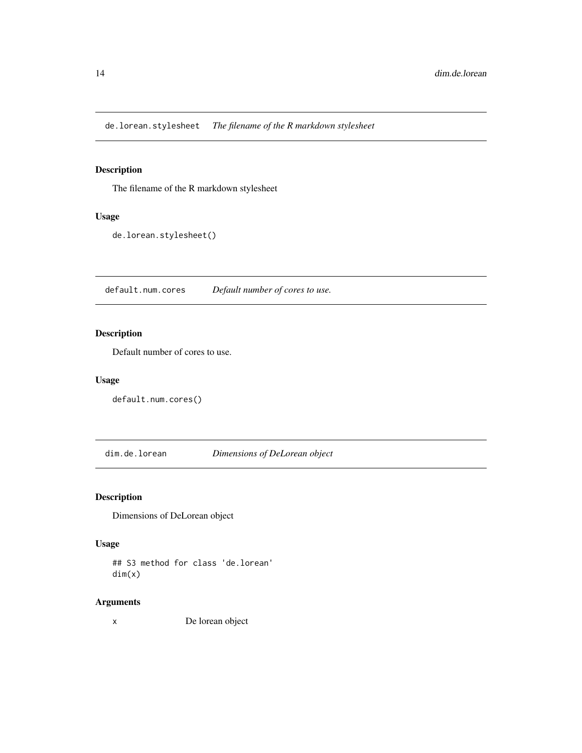## de.lorean.stylesheet — *The filename of the R markdown stylesheet*

### Description

The filename of the R markdown stylesheet

### Usage

```
de.lorean.stylesheet()
```

## default.num.cores — *Default number of cores to use.*

### Description

Default number of cores to use.

### Usage

```
default.num.cores()
```

## dim.de.lorean — *Dimensions of DeLorean object*

### Description

Dimensions of DeLorean object

### Usage

```
## S3 method for class 'de.lorean'
dim(x)
```

### Arguments

| | |
|---|---|
| x | De lorean object |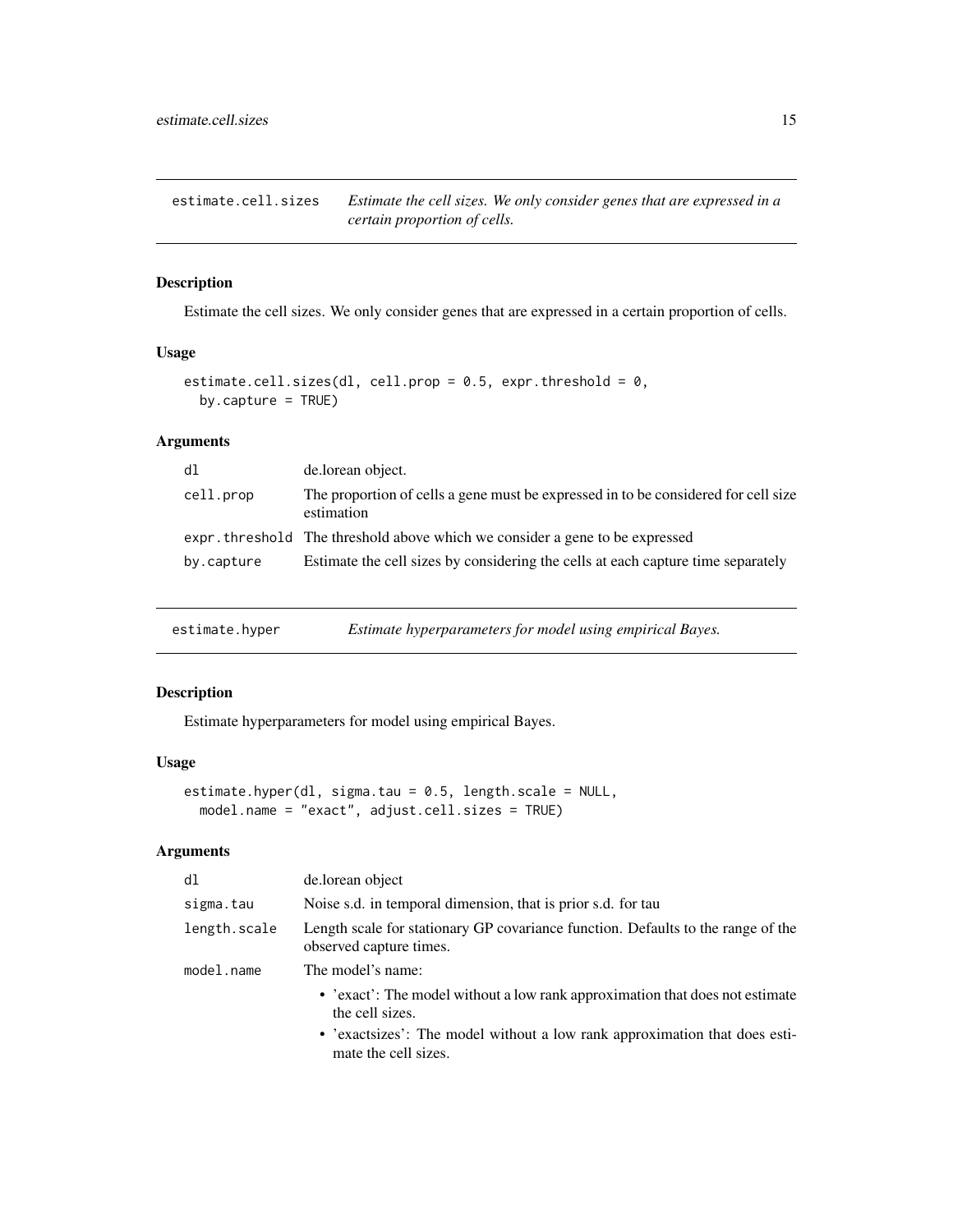## estimate.cell.sizes

*Estimate the cell sizes. We only consider genes that are expressed in a certain proportion of cells.*

### Description

Estimate the cell sizes. We only consider genes that are expressed in a certain proportion of cells.

### Usage

```
estimate.cell.sizes(dl, cell.prop = 0.5, expr.threshold = 0,
  by.capture = TRUE)
```

### Arguments

| | |
|---|---|
| dl | de.lorean object. |
| cell.prop | The proportion of cells a gene must be expressed in to be considered for cell size estimation |
| expr.threshold | The threshold above which we consider a gene to be expressed |
| by.capture | Estimate the cell sizes by considering the cells at each capture time separately |

## estimate.hyper

*Estimate hyperparameters for model using empirical Bayes.*

### Description

Estimate hyperparameters for model using empirical Bayes.

### Usage

```
estimate.hyper(dl, sigma.tau = 0.5, length.scale = NULL,
  model.name = "exact", adjust.cell.sizes = TRUE)
```

### Arguments

| | |
|---|---|
| dl | de.lorean object |
| sigma.tau | Noise s.d. in temporal dimension, that is prior s.d. for tau |
| length.scale | Length scale for stationary GP covariance function. Defaults to the range of the observed capture times. |
| model.name | The model's name: <br> • 'exact': The model without a low rank approximation that does not estimate the cell sizes. <br> • 'exactsizes': The model without a low rank approximation that does estimate the cell sizes. |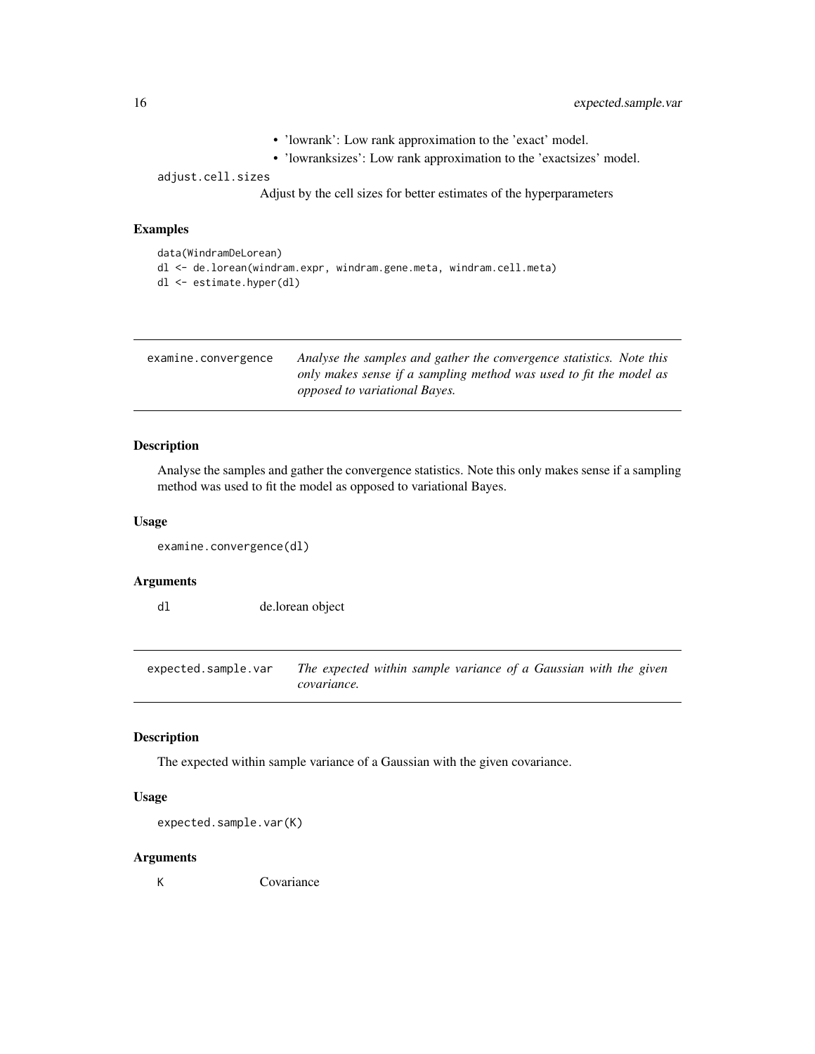- 'lowrank': Low rank approximation to the 'exact' model.
- 'lowranksizes': Low rank approximation to the 'exactsizes' model.

adjust.cell.sizes
: Adjust by the cell sizes for better estimates of the hyperparameters

### Examples

```
data(WindramDeLorean)
dl <- de.lorean(windram.expr, windram.gene.meta, windram.cell.meta)
dl <- estimate.hyper(dl)
```

---

## examine.convergence — *Analyse the samples and gather the convergence statistics. Note this only makes sense if a sampling method was used to fit the model as opposed to variational Bayes.*

### Description

Analyse the samples and gather the convergence statistics. Note this only makes sense if a sampling method was used to fit the model as opposed to variational Bayes.

### Usage

```
examine.convergence(dl)
```

### Arguments

| | |
|---|---|
| dl | de.lorean object |

---

## expected.sample.var — *The expected within sample variance of a Gaussian with the given covariance.*

### Description

The expected within sample variance of a Gaussian with the given covariance.

### Usage

```
expected.sample.var(K)
```

### Arguments

| | |
|---|---|
| K | Covariance |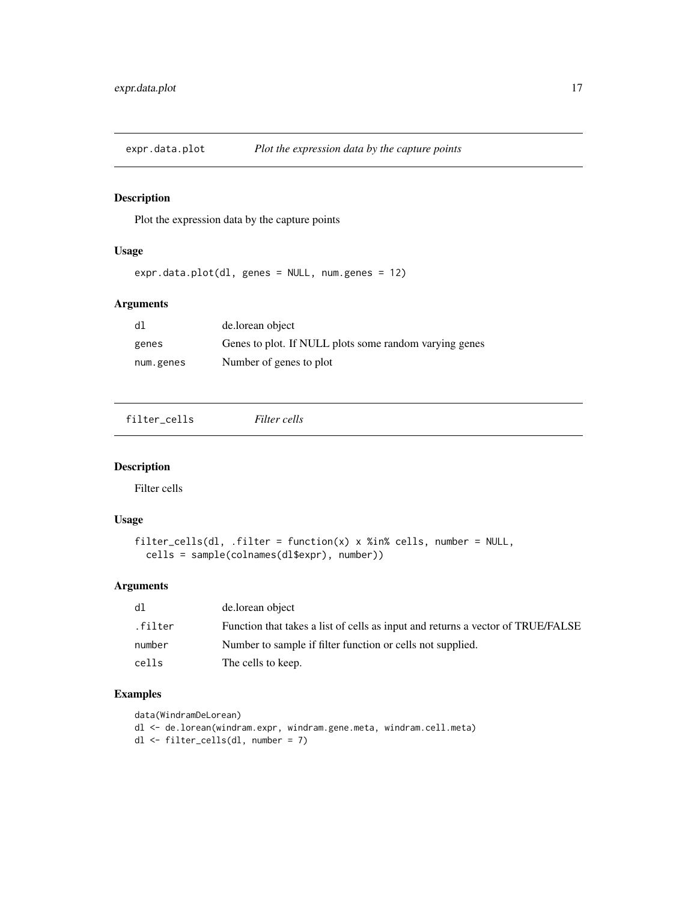## expr.data.plot — *Plot the expression data by the capture points*

### Description

Plot the expression data by the capture points

### Usage

```
expr.data.plot(dl, genes = NULL, num.genes = 12)
```

### Arguments

| | |
|---|---|
| dl | de.lorean object |
| genes | Genes to plot. If NULL plots some random varying genes |
| num.genes | Number of genes to plot |

## filter_cells — *Filter cells*

### Description

Filter cells

### Usage

```
filter_cells(dl, .filter = function(x) x %in% cells, number = NULL,
  cells = sample(colnames(dl$expr), number))
```

### Arguments

| | |
|---|---|
| dl | de.lorean object |
| .filter | Function that takes a list of cells as input and returns a vector of TRUE/FALSE |
| number | Number to sample if filter function or cells not supplied. |
| cells | The cells to keep. |

### Examples

```
data(WindramDeLorean)
dl <- de.lorean(windram.expr, windram.gene.meta, windram.cell.meta)
dl <- filter_cells(dl, number = 7)
```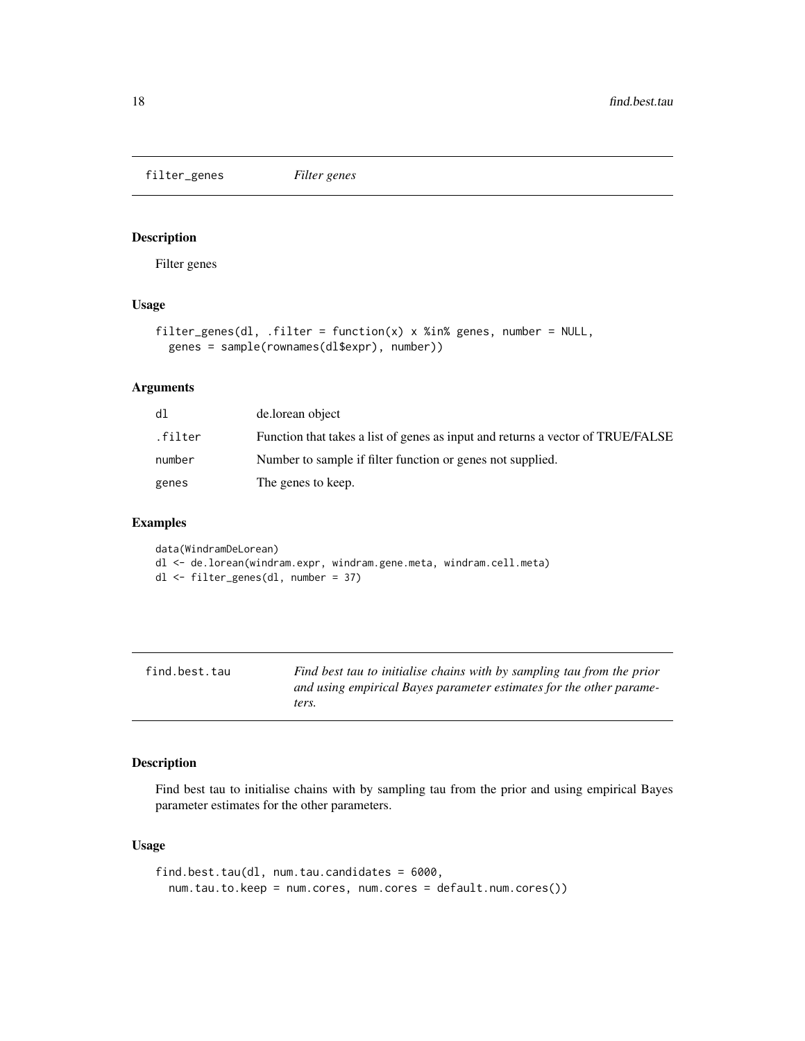## filter_genes *Filter genes*

### Description

Filter genes

### Usage

```
filter_genes(dl, .filter = function(x) x %in% genes, number = NULL,
  genes = sample(rownames(dl$expr), number))
```

### Arguments

| | |
|---|---|
| dl | de.lorean object |
| .filter | Function that takes a list of genes as input and returns a vector of TRUE/FALSE |
| number | Number to sample if filter function or genes not supplied. |
| genes | The genes to keep. |

### Examples

```
data(WindramDeLorean)
dl <- de.lorean(windram.expr, windram.gene.meta, windram.cell.meta)
dl <- filter_genes(dl, number = 37)
```

## find.best.tau *Find best tau to initialise chains with by sampling tau from the prior and using empirical Bayes parameter estimates for the other parameters.*

### Description

Find best tau to initialise chains with by sampling tau from the prior and using empirical Bayes parameter estimates for the other parameters.

### Usage

```
find.best.tau(dl, num.tau.candidates = 6000,
  num.tau.to.keep = num.cores, num.cores = default.num.cores())
```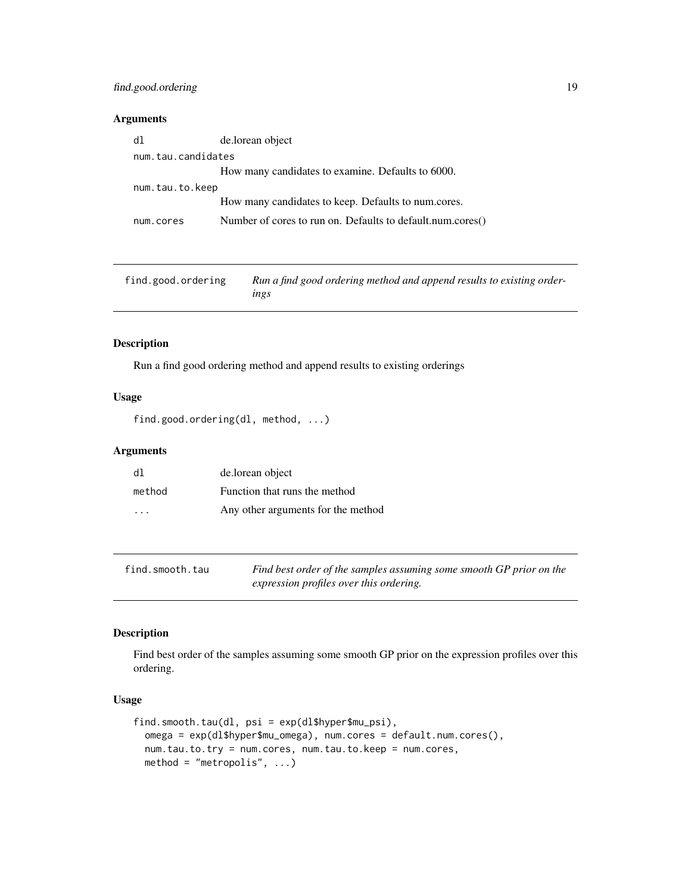### Arguments

| | |
|---|---|
| dl | de.lorean object |
| num.tau.candidates | How many candidates to examine. Defaults to 6000. |
| num.tau.to.keep | How many candidates to keep. Defaults to num.cores. |
| num.cores | Number of cores to run on. Defaults to default.num.cores() |

## find.good.ordering — *Run a find good ordering method and append results to existing orderings*

### Description

Run a find good ordering method and append results to existing orderings

### Usage

```
find.good.ordering(dl, method, ...)
```

### Arguments

| | |
|---|---|
| dl | de.lorean object |
| method | Function that runs the method |
| ... | Any other arguments for the method |

## find.smooth.tau — *Find best order of the samples assuming some smooth GP prior on the expression profiles over this ordering.*

### Description

Find best order of the samples assuming some smooth GP prior on the expression profiles over this ordering.

### Usage

```
find.smooth.tau(dl, psi = exp(dl$hyper$mu_psi),
  omega = exp(dl$hyper$mu_omega), num.cores = default.num.cores(),
  num.tau.to.try = num.cores, num.tau.to.keep = num.cores,
  method = "metropolis", ...)
```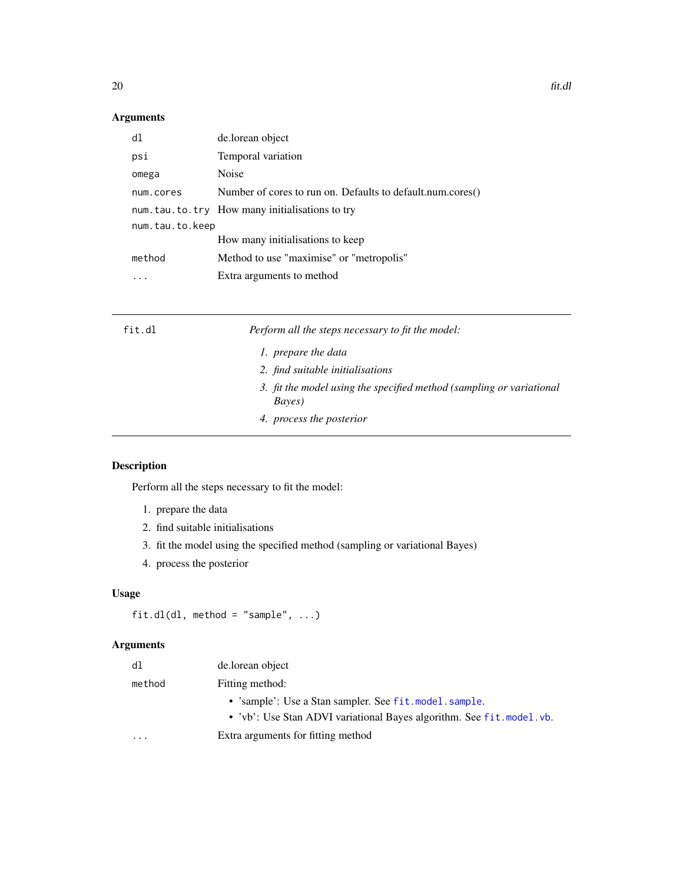### Arguments

| | |
|---|---|
| `dl` | de.lorean object |
| `psi` | Temporal variation |
| `omega` | Noise |
| `num.cores` | Number of cores to run on. Defaults to default.num.cores() |
| `num.tau.to.try` | How many initialisations to try |
| `num.tau.to.keep` | How many initialisations to keep |
| `method` | Method to use "maximise" or "metropolis" |
| `...` | Extra arguments to method |

---

## fit.dl

*Perform all the steps necessary to fit the model:*

1. *prepare the data*
2. *find suitable initialisations*
3. *fit the model using the specified method (sampling or variational Bayes)*
4. *process the posterior*

---

### Description

Perform all the steps necessary to fit the model:

1. prepare the data
2. find suitable initialisations
3. fit the model using the specified method (sampling or variational Bayes)
4. process the posterior

### Usage

```
fit.dl(dl, method = "sample", ...)
```

### Arguments

| | |
|---|---|
| `dl` | de.lorean object |
| `method` | Fitting method:<br>• 'sample': Use a Stan sampler. See `fit.model.sample`.<br>• 'vb': Use Stan ADVI variational Bayes algorithm. See `fit.model.vb`. |
| `...` | Extra arguments for fitting method |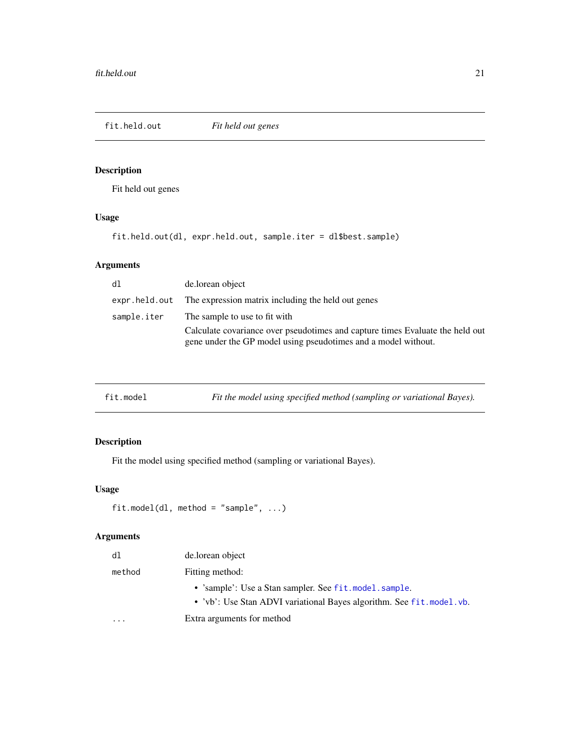## fit.held.out — *Fit held out genes*

### Description

Fit held out genes

### Usage

```
fit.held.out(dl, expr.held.out, sample.iter = dl$best.sample)
```

### Arguments

| | |
|---|---|
| `dl` | de.lorean object |
| `expr.held.out` | The expression matrix including the held out genes |
| `sample.iter` | The sample to use to fit with<br><br>Calculate covariance over pseudotimes and capture times Evaluate the held out gene under the GP model using pseudotimes and a model without. |

## fit.model — *Fit the model using specified method (sampling or variational Bayes).*

### Description

Fit the model using specified method (sampling or variational Bayes).

### Usage

```
fit.model(dl, method = "sample", ...)
```

### Arguments

| | |
|---|---|
| `dl` | de.lorean object |
| `method` | Fitting method:<br>• 'sample': Use a Stan sampler. See `fit.model.sample`.<br>• 'vb': Use Stan ADVI variational Bayes algorithm. See `fit.model.vb`. |
| `...` | Extra arguments for method |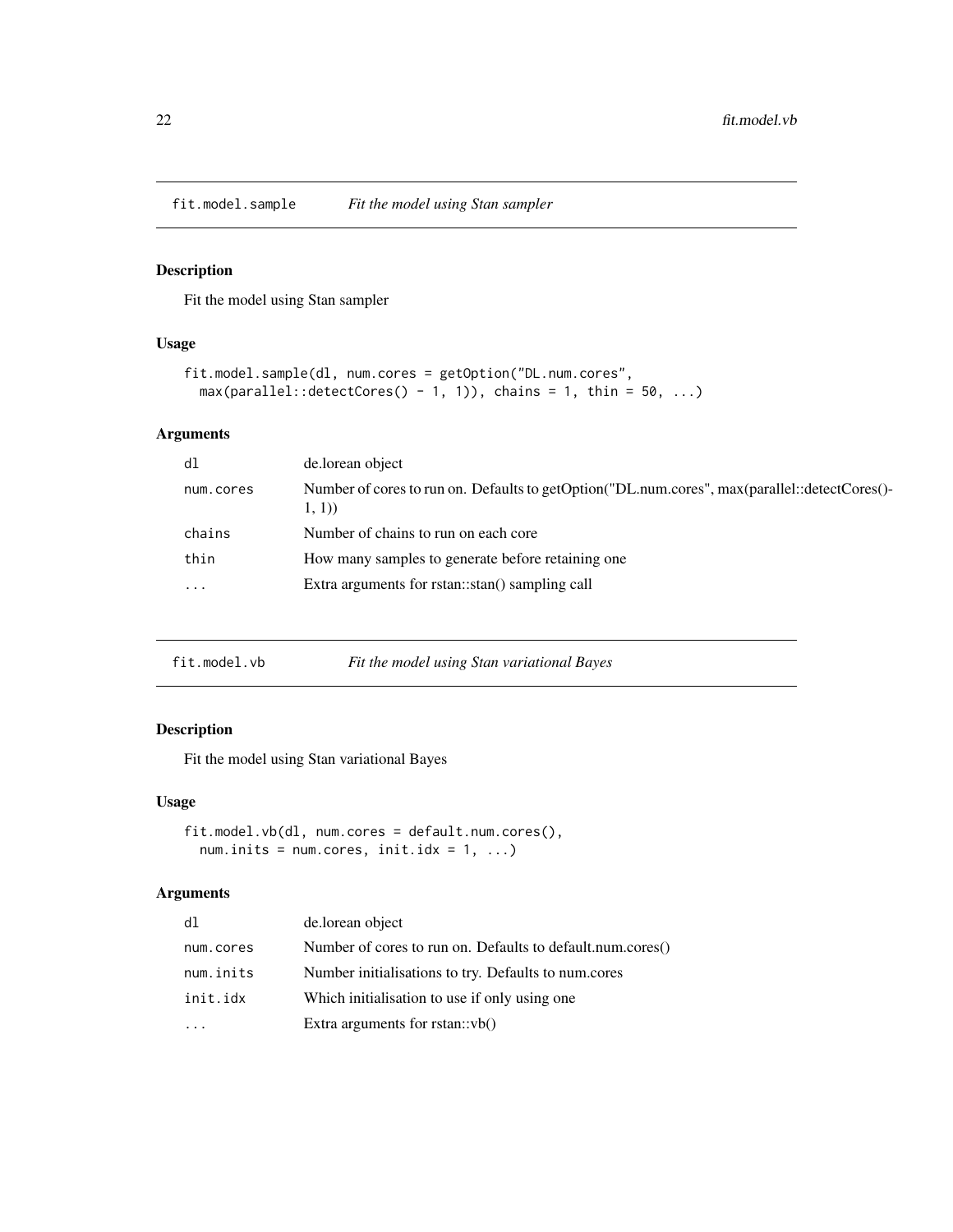## fit.model.sample — *Fit the model using Stan sampler*

### Description

Fit the model using Stan sampler

### Usage

```
fit.model.sample(dl, num.cores = getOption("DL.num.cores",
  max(parallel::detectCores() - 1, 1)), chains = 1, thin = 50, ...)
```

### Arguments

| | |
|---|---|
| dl | de.lorean object |
| num.cores | Number of cores to run on. Defaults to getOption("DL.num.cores", max(parallel::detectCores()-1, 1)) |
| chains | Number of chains to run on each core |
| thin | How many samples to generate before retaining one |
| ... | Extra arguments for rstan::stan() sampling call |

## fit.model.vb — *Fit the model using Stan variational Bayes*

### Description

Fit the model using Stan variational Bayes

### Usage

```
fit.model.vb(dl, num.cores = default.num.cores(),
  num.inits = num.cores, init.idx = 1, ...)
```

### Arguments

| | |
|---|---|
| dl | de.lorean object |
| num.cores | Number of cores to run on. Defaults to default.num.cores() |
| num.inits | Number initialisations to try. Defaults to num.cores |
| init.idx | Which initialisation to use if only using one |
| ... | Extra arguments for rstan::vb() |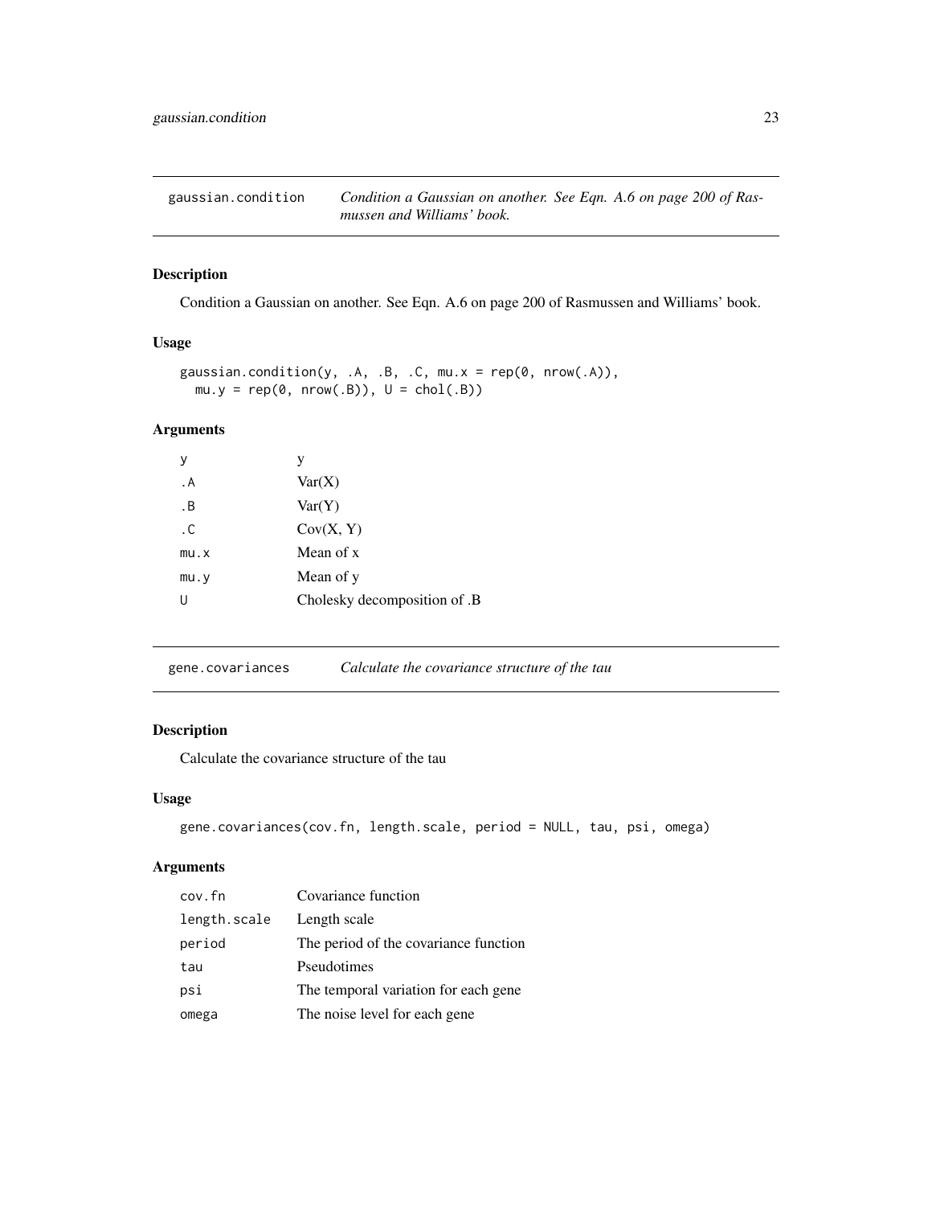## gaussian.condition — *Condition a Gaussian on another. See Eqn. A.6 on page 200 of Rasmussen and Williams' book.*

### Description

Condition a Gaussian on another. See Eqn. A.6 on page 200 of Rasmussen and Williams' book.

### Usage

```
gaussian.condition(y, .A, .B, .C, mu.x = rep(0, nrow(.A)),
  mu.y = rep(0, nrow(.B)), U = chol(.B))
```

### Arguments

| | |
|---|---|
| `y` | y |
| `.A` | Var(X) |
| `.B` | Var(Y) |
| `.C` | Cov(X, Y) |
| `mu.x` | Mean of x |
| `mu.y` | Mean of y |
| `U` | Cholesky decomposition of .B |

## gene.covariances — *Calculate the covariance structure of the tau*

### Description

Calculate the covariance structure of the tau

### Usage

```
gene.covariances(cov.fn, length.scale, period = NULL, tau, psi, omega)
```

### Arguments

| | |
|---|---|
| `cov.fn` | Covariance function |
| `length.scale` | Length scale |
| `period` | The period of the covariance function |
| `tau` | Pseudotimes |
| `psi` | The temporal variation for each gene |
| `omega` | The noise level for each gene |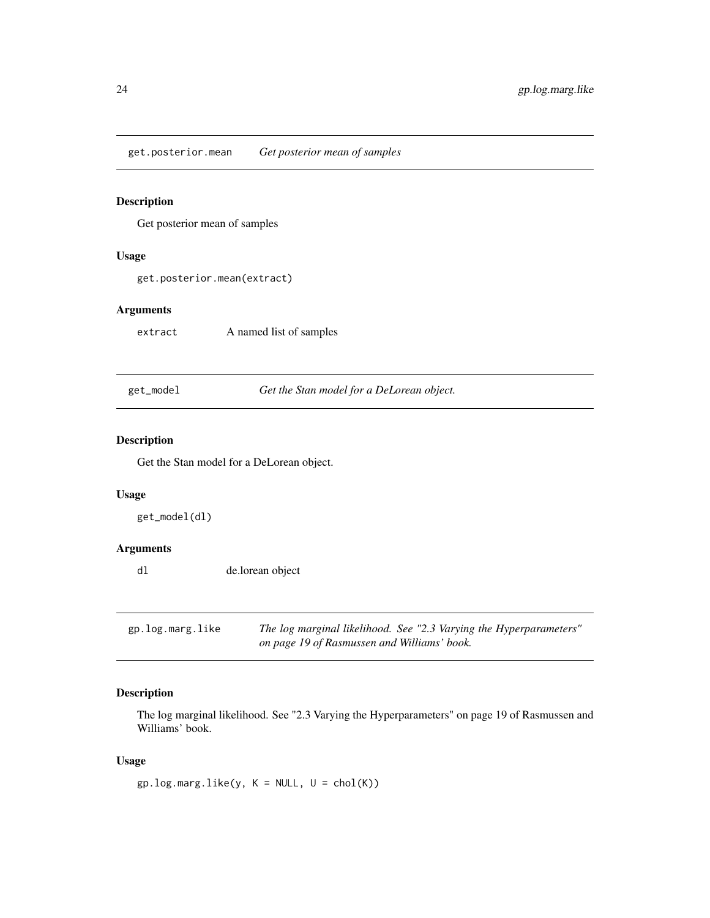## get.posterior.mean *Get posterior mean of samples*

### Description

Get posterior mean of samples

### Usage

```
get.posterior.mean(extract)
```

### Arguments

| | |
|---|---|
| extract | A named list of samples |

## get_model *Get the Stan model for a DeLorean object.*

### Description

Get the Stan model for a DeLorean object.

### Usage

```
get_model(dl)
```

### Arguments

| | |
|---|---|
| dl | de.lorean object |

## gp.log.marg.like *The log marginal likelihood. See "2.3 Varying the Hyperparameters" on page 19 of Rasmussen and Williams' book.*

### Description

The log marginal likelihood. See "2.3 Varying the Hyperparameters" on page 19 of Rasmussen and Williams' book.

### Usage

```
gp.log.marg.like(y, K = NULL, U = chol(K))
```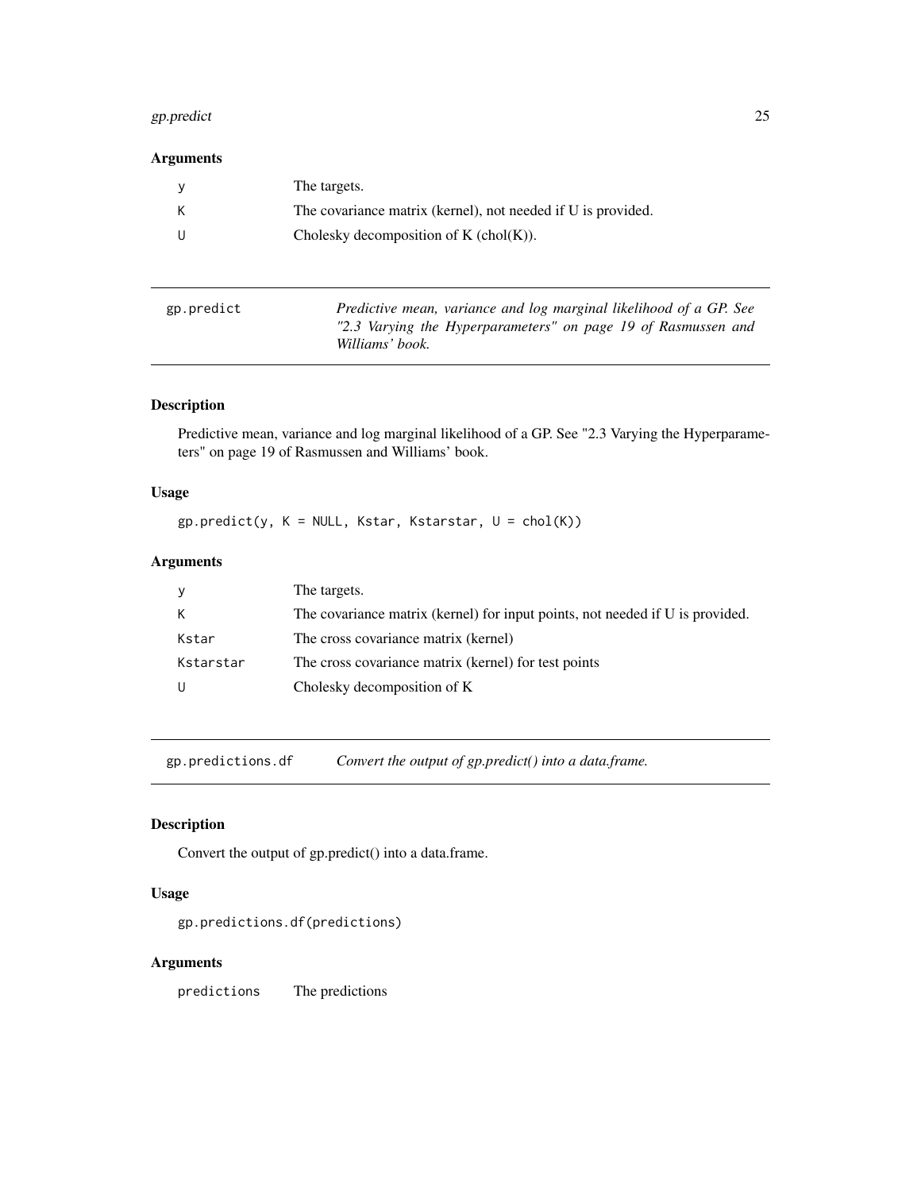## Arguments

| | |
|---|---|
| y | The targets. |
| K | The covariance matrix (kernel), not needed if U is provided. |
| U | Cholesky decomposition of K (chol(K)). |

---

## gp.predict — *Predictive mean, variance and log marginal likelihood of a GP. See "2.3 Varying the Hyperparameters" on page 19 of Rasmussen and Williams' book.*

### Description

Predictive mean, variance and log marginal likelihood of a GP. See "2.3 Varying the Hyperparameters" on page 19 of Rasmussen and Williams' book.

### Usage

```
gp.predict(y, K = NULL, Kstar, Kstarstar, U = chol(K))
```

### Arguments

| | |
|---|---|
| y | The targets. |
| K | The covariance matrix (kernel) for input points, not needed if U is provided. |
| Kstar | The cross covariance matrix (kernel) |
| Kstarstar | The cross covariance matrix (kernel) for test points |
| U | Cholesky decomposition of K |

---

## gp.predictions.df — *Convert the output of gp.predict() into a data.frame.*

### Description

Convert the output of gp.predict() into a data.frame.

### Usage

```
gp.predictions.df(predictions)
```

### Arguments

| | |
|---|---|
| predictions | The predictions |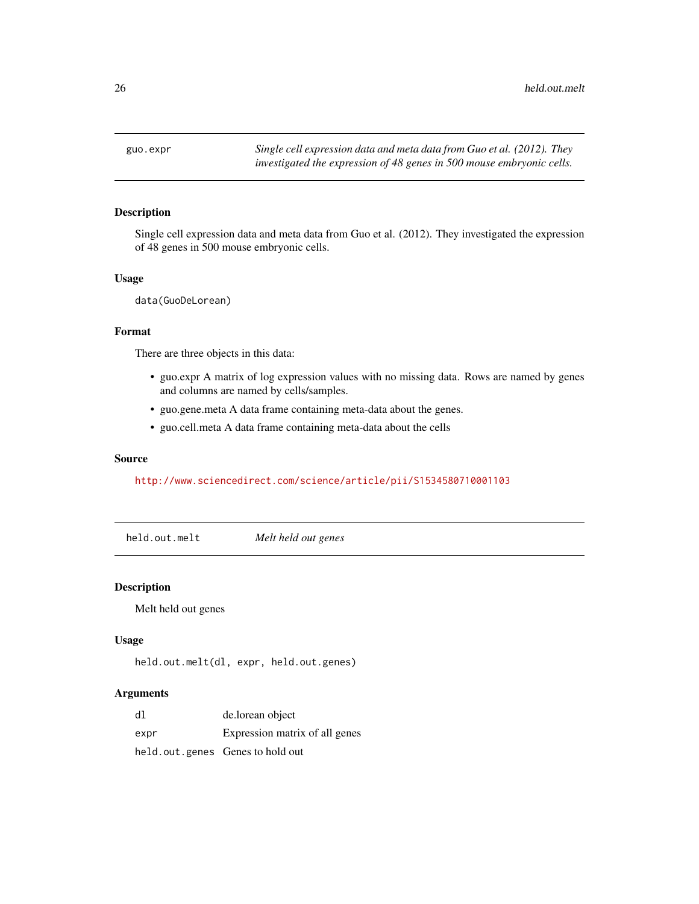## guo.expr

*Single cell expression data and meta data from Guo et al. (2012). They investigated the expression of 48 genes in 500 mouse embryonic cells.*

### Description

Single cell expression data and meta data from Guo et al. (2012). They investigated the expression of 48 genes in 500 mouse embryonic cells.

### Usage

```
data(GuoDeLorean)
```

### Format

There are three objects in this data:

- guo.expr A matrix of log expression values with no missing data. Rows are named by genes and columns are named by cells/samples.
- guo.gene.meta A data frame containing meta-data about the genes.
- guo.cell.meta A data frame containing meta-data about the cells

### Source

http://www.sciencedirect.com/science/article/pii/S1534580710001103

## held.out.melt

*Melt held out genes*

### Description

Melt held out genes

### Usage

```
held.out.melt(dl, expr, held.out.genes)
```

### Arguments

| | |
|---|---|
| `dl` | de.lorean object |
| `expr` | Expression matrix of all genes |
| `held.out.genes` | Genes to hold out |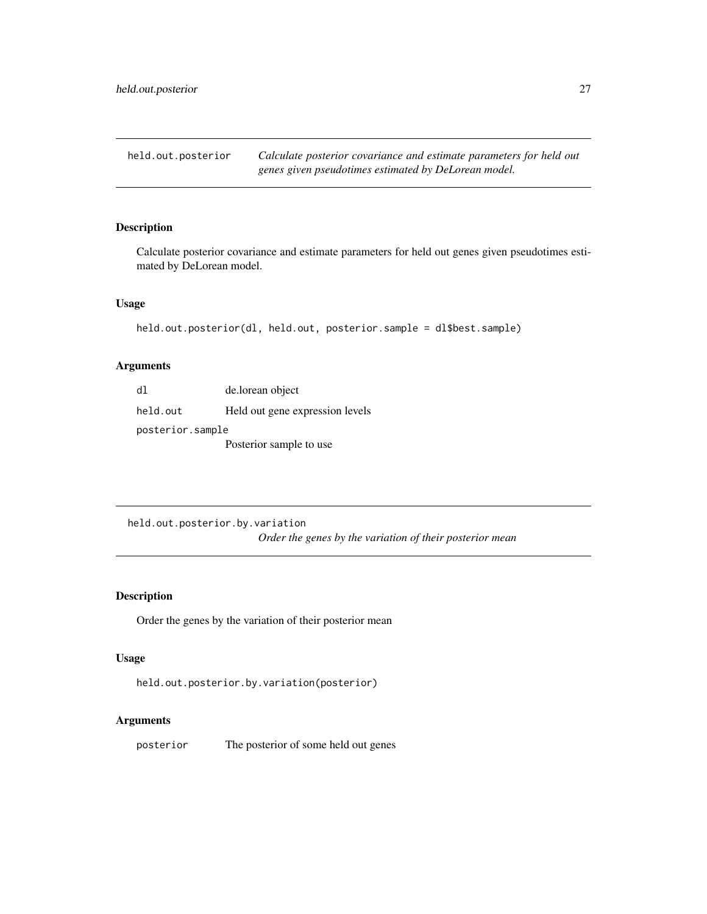## held.out.posterior

*Calculate posterior covariance and estimate parameters for held out genes given pseudotimes estimated by DeLorean model.*

### Description

Calculate posterior covariance and estimate parameters for held out genes given pseudotimes estimated by DeLorean model.

### Usage

```
held.out.posterior(dl, held.out, posterior.sample = dl$best.sample)
```

### Arguments

| | |
|---|---|
| `dl` | de.lorean object |
| `held.out` | Held out gene expression levels |
| `posterior.sample` | Posterior sample to use |

## held.out.posterior.by.variation

*Order the genes by the variation of their posterior mean*

### Description

Order the genes by the variation of their posterior mean

### Usage

```
held.out.posterior.by.variation(posterior)
```

### Arguments

| | |
|---|---|
| `posterior` | The posterior of some held out genes |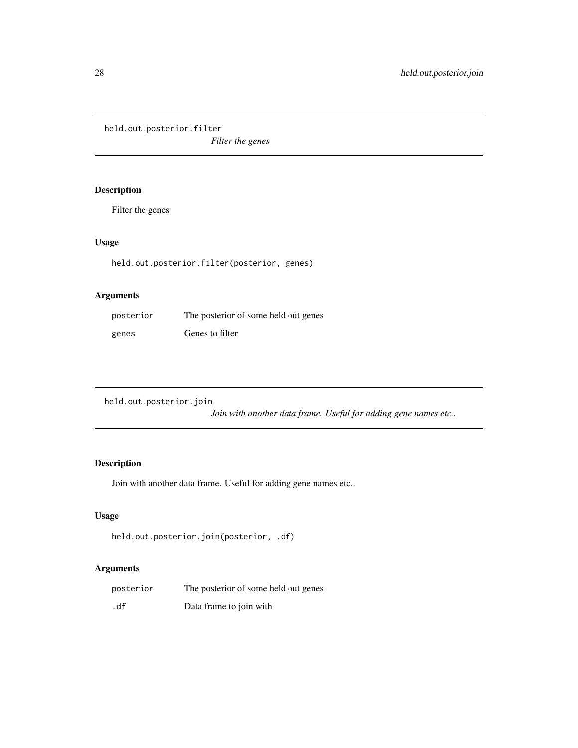## held.out.posterior.filter

*Filter the genes*

### Description

Filter the genes

### Usage

```
held.out.posterior.filter(posterior, genes)
```

### Arguments

| | |
|---|---|
| posterior | The posterior of some held out genes |
| genes | Genes to filter |

## held.out.posterior.join

*Join with another data frame. Useful for adding gene names etc..*

### Description

Join with another data frame. Useful for adding gene names etc..

### Usage

```
held.out.posterior.join(posterior, .df)
```

### Arguments

| | |
|---|---|
| posterior | The posterior of some held out genes |
| .df | Data frame to join with |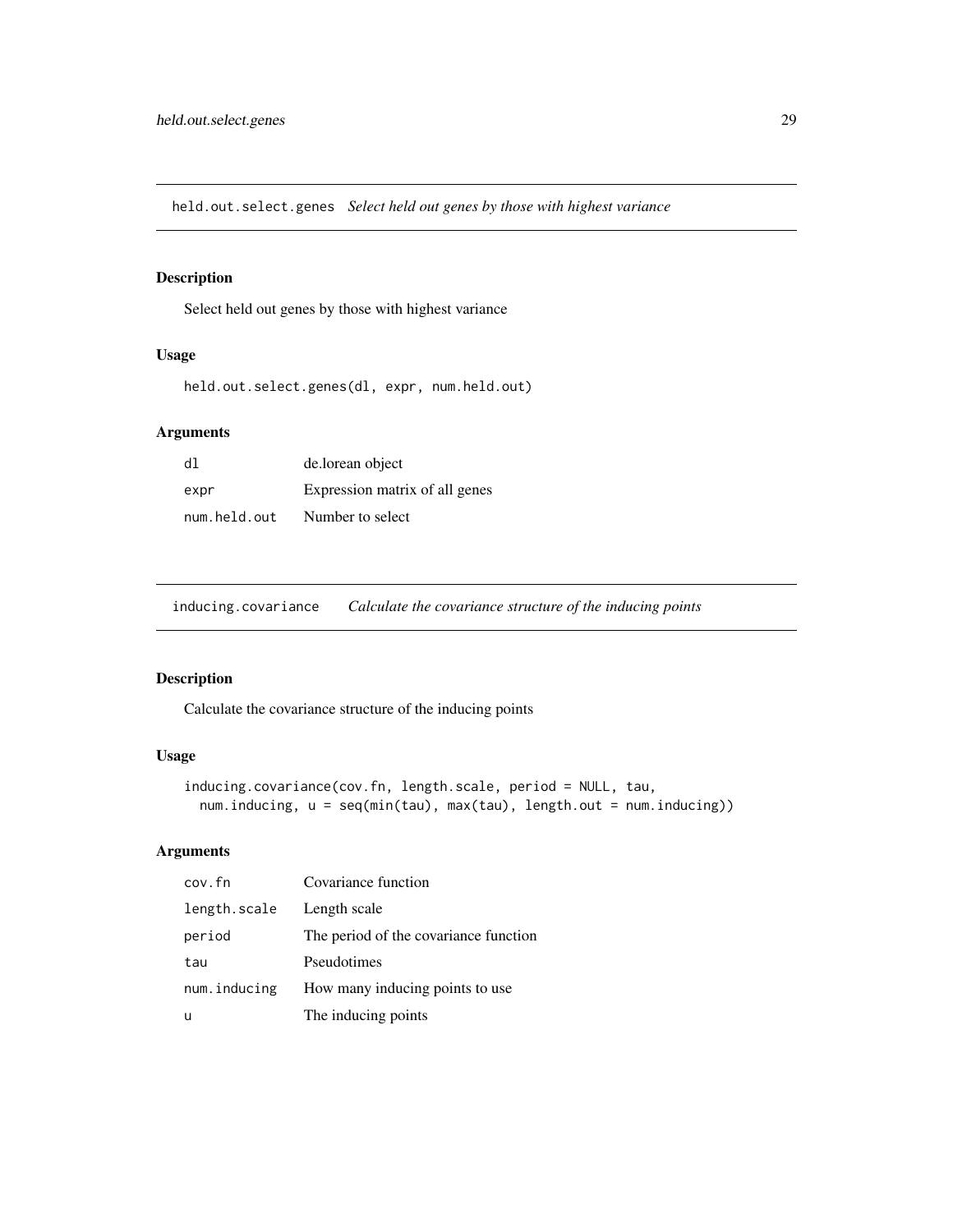## held.out.select.genes *Select held out genes by those with highest variance*

### Description

Select held out genes by those with highest variance

### Usage

```
held.out.select.genes(dl, expr, num.held.out)
```

### Arguments

| | |
|---|---|
| dl | de.lorean object |
| expr | Expression matrix of all genes |
| num.held.out | Number to select |

## inducing.covariance *Calculate the covariance structure of the inducing points*

### Description

Calculate the covariance structure of the inducing points

### Usage

```
inducing.covariance(cov.fn, length.scale, period = NULL, tau,
  num.inducing, u = seq(min(tau), max(tau), length.out = num.inducing))
```

### Arguments

| | |
|---|---|
| cov.fn | Covariance function |
| length.scale | Length scale |
| period | The period of the covariance function |
| tau | Pseudotimes |
| num.inducing | How many inducing points to use |
| u | The inducing points |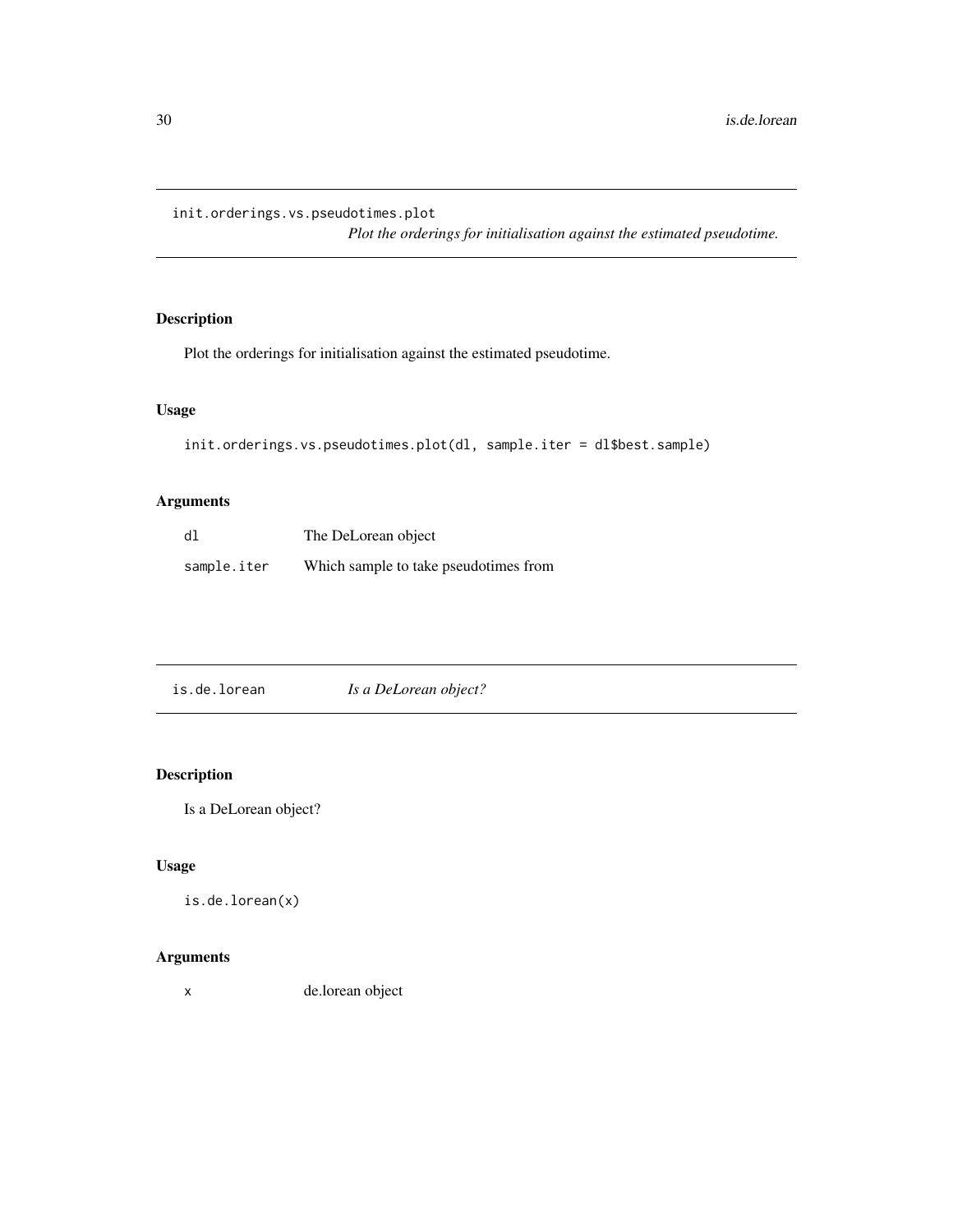## init.orderings.vs.pseudotimes.plot

*Plot the orderings for initialisation against the estimated pseudotime.*

### Description

Plot the orderings for initialisation against the estimated pseudotime.

### Usage

```
init.orderings.vs.pseudotimes.plot(dl, sample.iter = dl$best.sample)
```

### Arguments

| | |
|---|---|
| `dl` | The DeLorean object |
| `sample.iter` | Which sample to take pseudotimes from |

## is.de.lorean

*Is a DeLorean object?*

### Description

Is a DeLorean object?

### Usage

```
is.de.lorean(x)
```

### Arguments

| | |
|---|---|
| `x` | de.lorean object |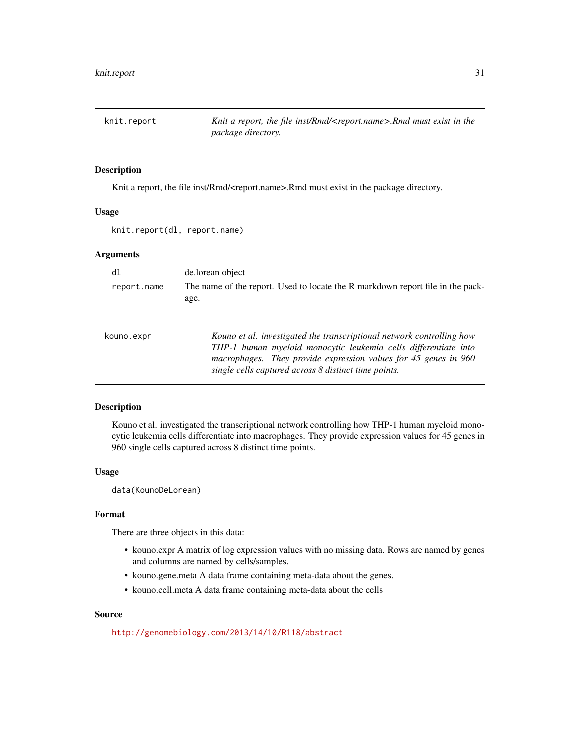## knit.report — *Knit a report, the file inst/Rmd/<report.name>.Rmd must exist in the package directory.*

### Description

Knit a report, the file inst/Rmd/<report.name>.Rmd must exist in the package directory.

### Usage

```
knit.report(dl, report.name)
```

### Arguments

| | |
|---|---|
| dl | de.lorean object |
| report.name | The name of the report. Used to locate the R markdown report file in the package. |

## kouno.expr — *Kouno et al. investigated the transcriptional network controlling how THP-1 human myeloid monocytic leukemia cells differentiate into macrophages. They provide expression values for 45 genes in 960 single cells captured across 8 distinct time points.*

### Description

Kouno et al. investigated the transcriptional network controlling how THP-1 human myeloid monocytic leukemia cells differentiate into macrophages. They provide expression values for 45 genes in 960 single cells captured across 8 distinct time points.

### Usage

```
data(KounoDeLorean)
```

### Format

There are three objects in this data:

- kouno.expr A matrix of log expression values with no missing data. Rows are named by genes and columns are named by cells/samples.
- kouno.gene.meta A data frame containing meta-data about the genes.
- kouno.cell.meta A data frame containing meta-data about the cells

### Source

http://genomebiology.com/2013/14/10/R118/abstract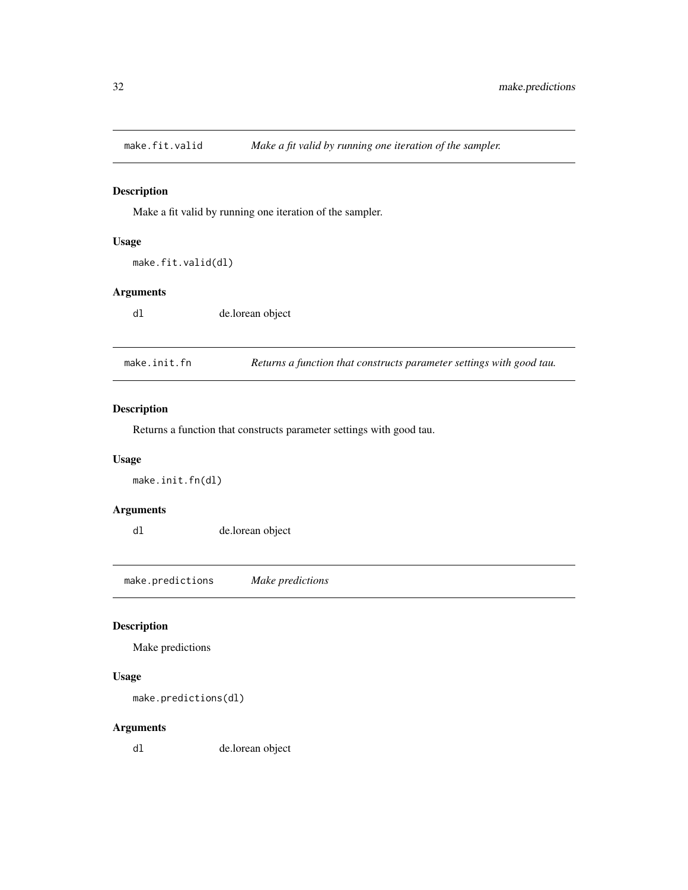## make.fit.valid — *Make a fit valid by running one iteration of the sampler.*

### Description

Make a fit valid by running one iteration of the sampler.

### Usage

```
make.fit.valid(dl)
```

### Arguments

| | |
|---|---|
| dl | de.lorean object |

## make.init.fn — *Returns a function that constructs parameter settings with good tau.*

### Description

Returns a function that constructs parameter settings with good tau.

### Usage

```
make.init.fn(dl)
```

### Arguments

| | |
|---|---|
| dl | de.lorean object |

## make.predictions — *Make predictions*

### Description

Make predictions

### Usage

```
make.predictions(dl)
```

### Arguments

| | |
|---|---|
| dl | de.lorean object |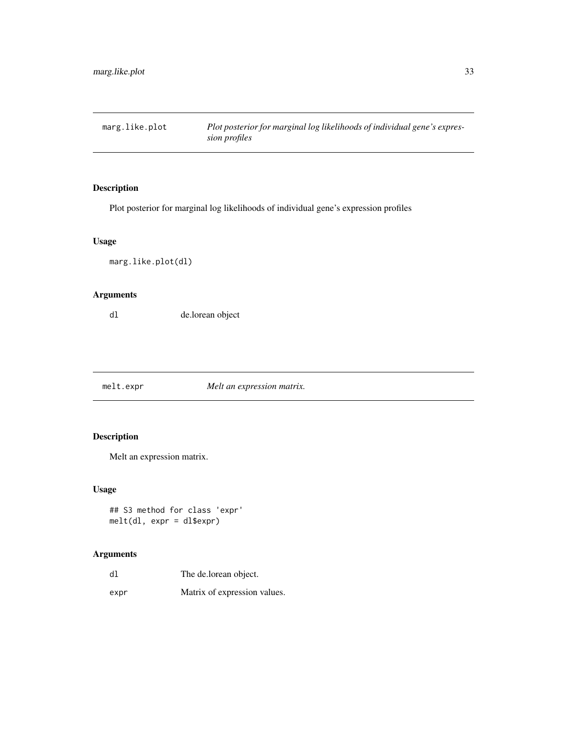## marg.like.plot — *Plot posterior for marginal log likelihoods of individual gene's expression profiles*

### Description

Plot posterior for marginal log likelihoods of individual gene's expression profiles

### Usage

```
marg.like.plot(dl)
```

### Arguments

| | |
|---|---|
| dl | de.lorean object |

## melt.expr — *Melt an expression matrix.*

### Description

Melt an expression matrix.

### Usage

```
## S3 method for class 'expr'
melt(dl, expr = dl$expr)
```

### Arguments

| | |
|---|---|
| dl | The de.lorean object. |
| expr | Matrix of expression values. |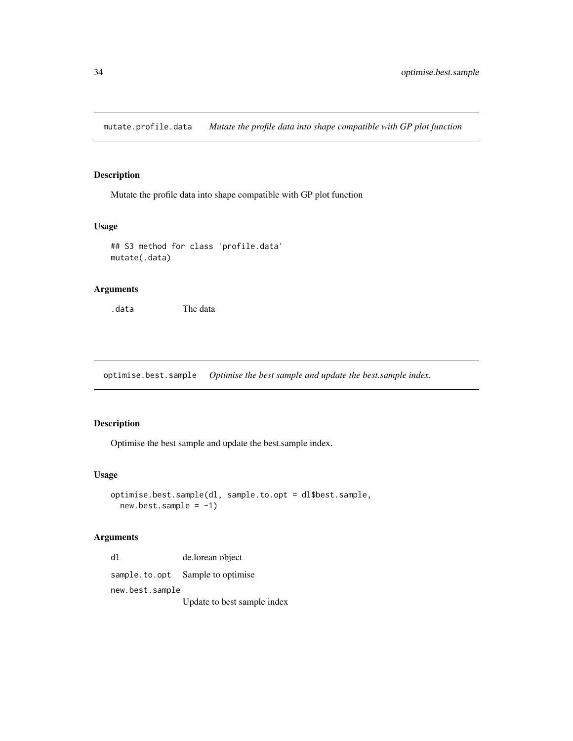## mutate.profile.data *Mutate the profile data into shape compatible with GP plot function*

### Description

Mutate the profile data into shape compatible with GP plot function

### Usage

```
## S3 method for class 'profile.data'
mutate(.data)
```

### Arguments

| | |
|---|---|
| .data | The data |

## optimise.best.sample *Optimise the best sample and update the best.sample index.*

### Description

Optimise the best sample and update the best.sample index.

### Usage

```
optimise.best.sample(dl, sample.to.opt = dl$best.sample,
  new.best.sample = -1)
```

### Arguments

| | |
|---|---|
| dl | de.lorean object |
| sample.to.opt | Sample to optimise |
| new.best.sample | Update to best sample index |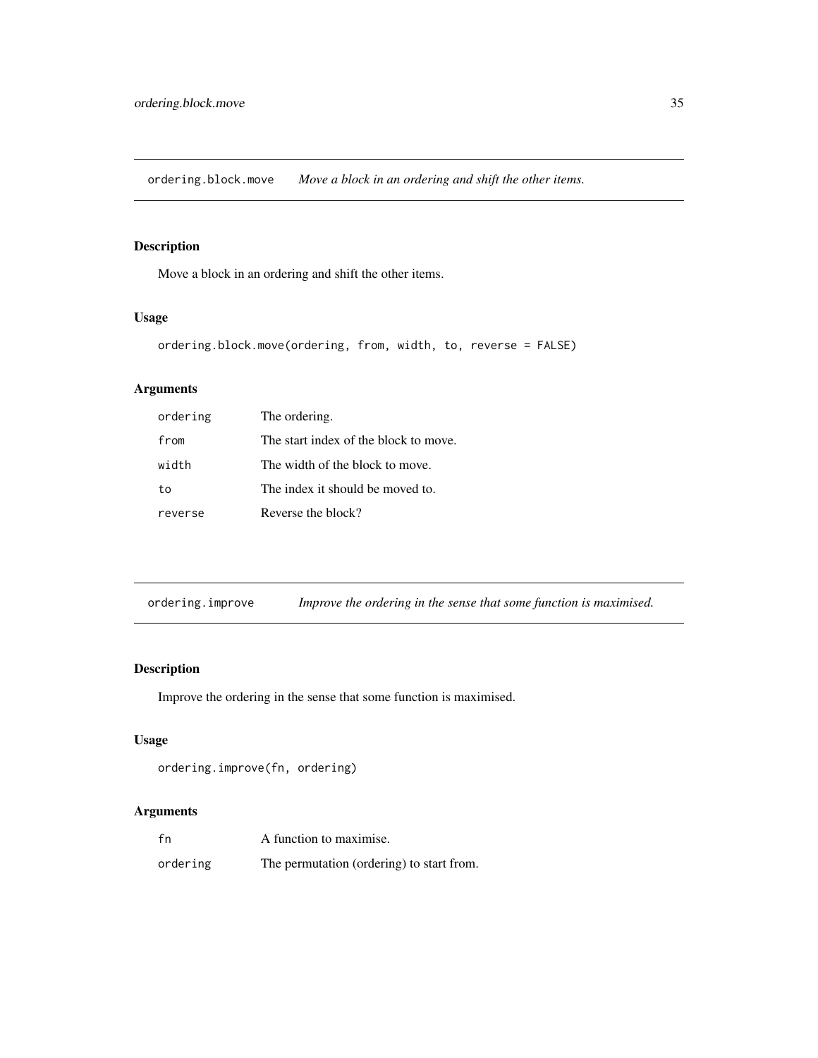## ordering.block.move *Move a block in an ordering and shift the other items.*

### Description

Move a block in an ordering and shift the other items.

### Usage

```
ordering.block.move(ordering, from, width, to, reverse = FALSE)
```

### Arguments

| | |
|---|---|
| `ordering` | The ordering. |
| `from` | The start index of the block to move. |
| `width` | The width of the block to move. |
| `to` | The index it should be moved to. |
| `reverse` | Reverse the block? |

## ordering.improve *Improve the ordering in the sense that some function is maximised.*

### Description

Improve the ordering in the sense that some function is maximised.

### Usage

```
ordering.improve(fn, ordering)
```

### Arguments

| | |
|---|---|
| `fn` | A function to maximise. |
| `ordering` | The permutation (ordering) to start from. |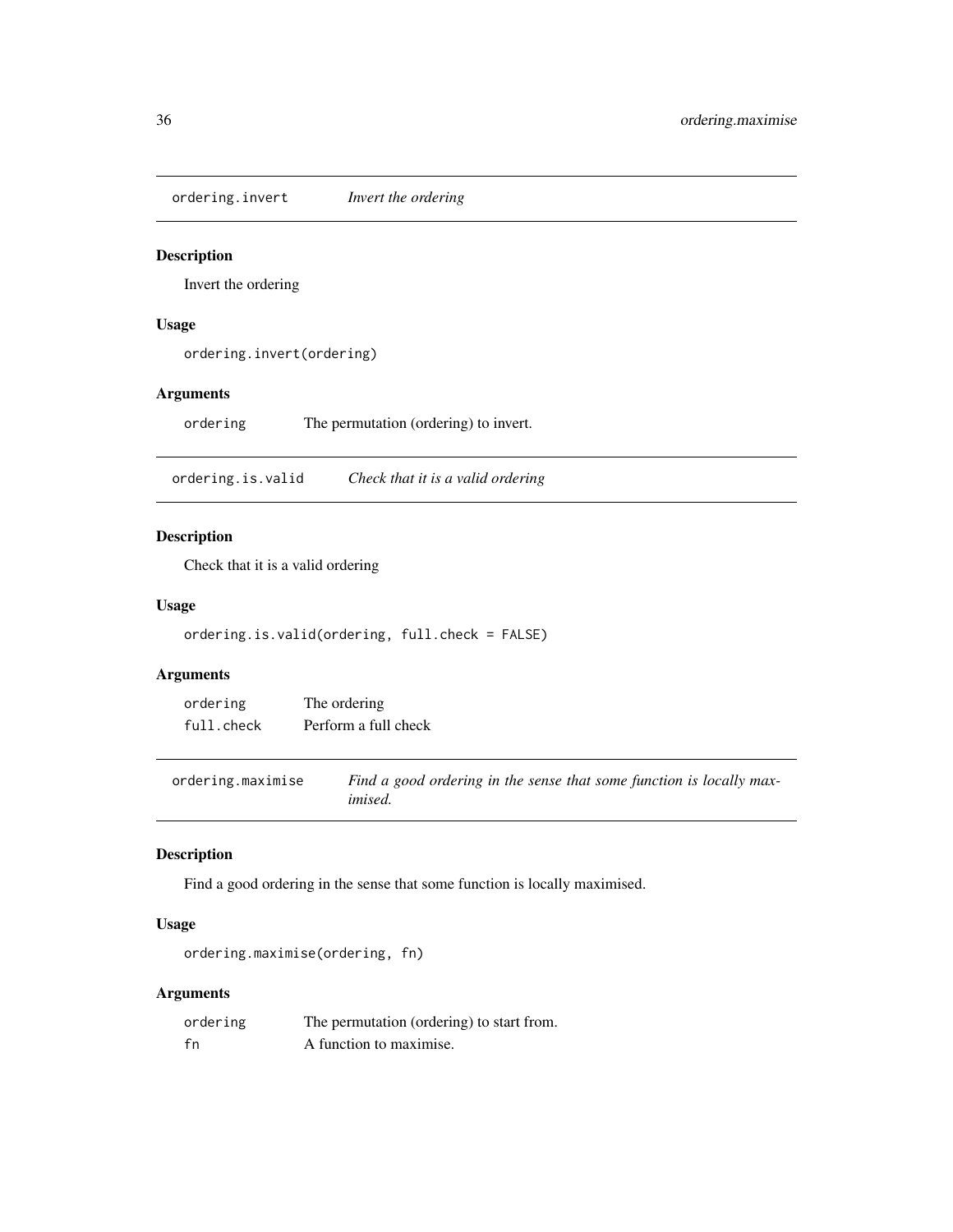## ordering.invert *Invert the ordering*

### Description

Invert the ordering

### Usage

```
ordering.invert(ordering)
```

### Arguments

| | |
|---|---|
| `ordering` | The permutation (ordering) to invert. |

## ordering.is.valid *Check that it is a valid ordering*

### Description

Check that it is a valid ordering

### Usage

```
ordering.is.valid(ordering, full.check = FALSE)
```

### Arguments

| | |
|---|---|
| `ordering` | The ordering |
| `full.check` | Perform a full check |

## ordering.maximise *Find a good ordering in the sense that some function is locally maximised.*

### Description

Find a good ordering in the sense that some function is locally maximised.

### Usage

```
ordering.maximise(ordering, fn)
```

### Arguments

| | |
|---|---|
| `ordering` | The permutation (ordering) to start from. |
| `fn` | A function to maximise. |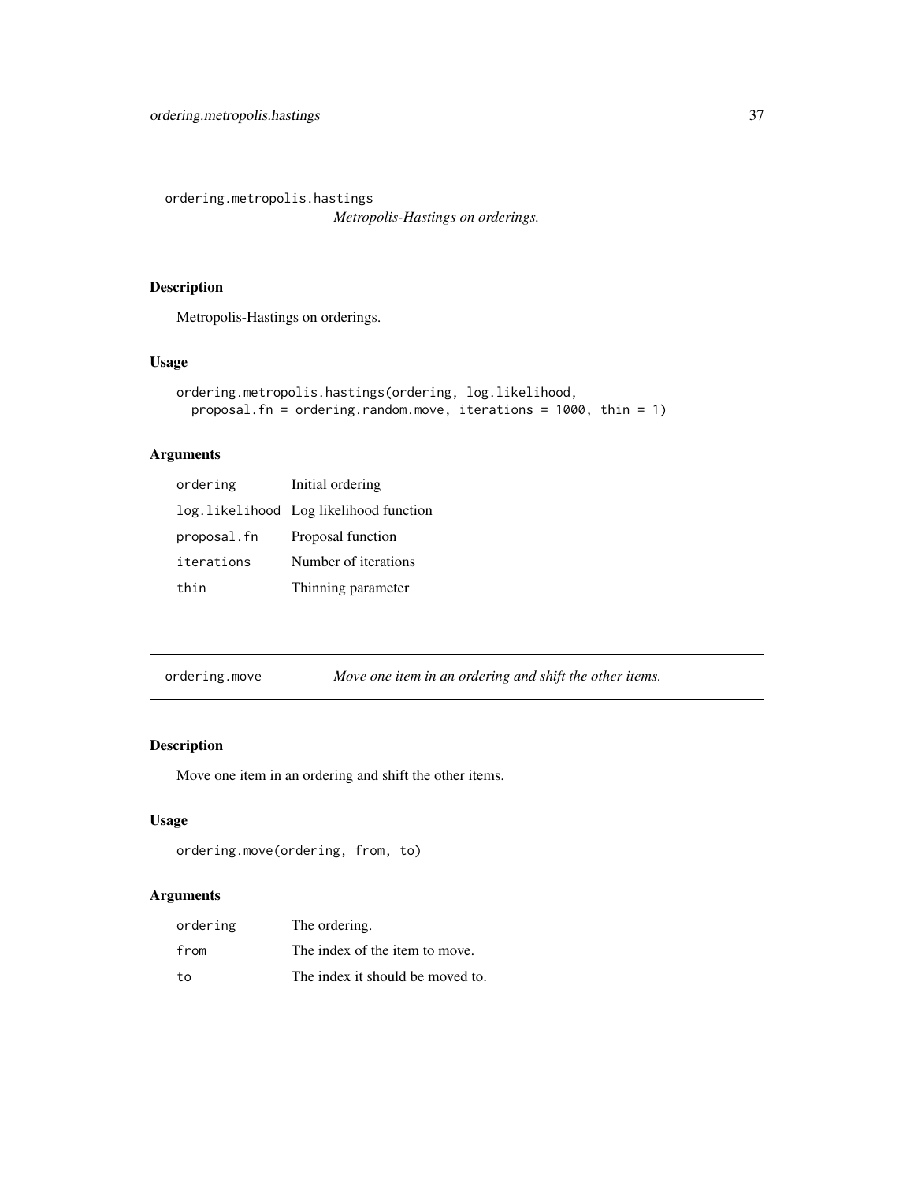## ordering.metropolis.hastings

*Metropolis-Hastings on orderings.*

### Description

Metropolis-Hastings on orderings.

### Usage

```
ordering.metropolis.hastings(ordering, log.likelihood,
  proposal.fn = ordering.random.move, iterations = 1000, thin = 1)
```

### Arguments

| | |
|---|---|
| ordering | Initial ordering |
| log.likelihood | Log likelihood function |
| proposal.fn | Proposal function |
| iterations | Number of iterations |
| thin | Thinning parameter |

## ordering.move

*Move one item in an ordering and shift the other items.*

### Description

Move one item in an ordering and shift the other items.

### Usage

```
ordering.move(ordering, from, to)
```

### Arguments

| | |
|---|---|
| ordering | The ordering. |
| from | The index of the item to move. |
| to | The index it should be moved to. |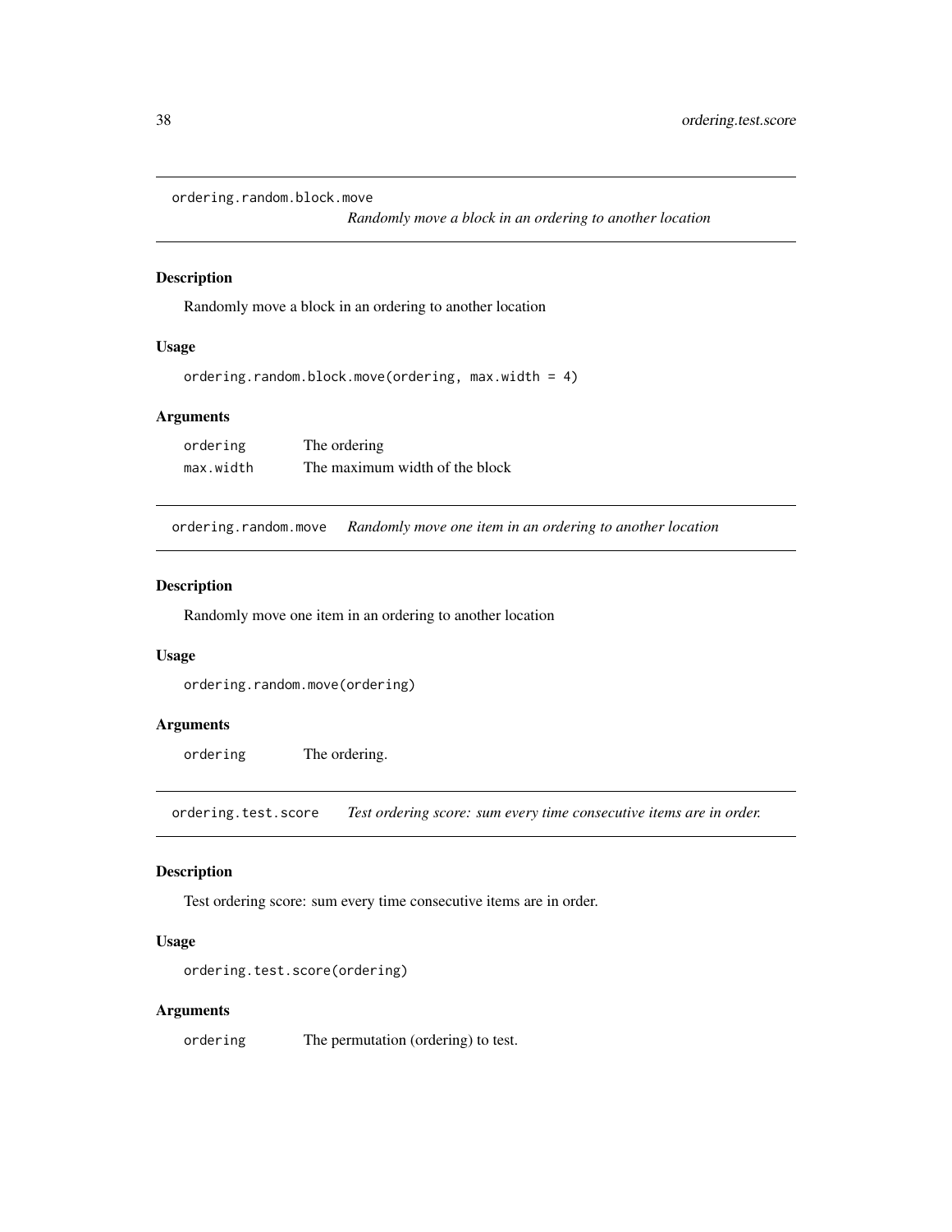## ordering.random.block.move — *Randomly move a block in an ordering to another location*

### Description

Randomly move a block in an ordering to another location

### Usage

```
ordering.random.block.move(ordering, max.width = 4)
```

### Arguments

| | |
|---|---|
| ordering | The ordering |
| max.width | The maximum width of the block |

## ordering.random.move — *Randomly move one item in an ordering to another location*

### Description

Randomly move one item in an ordering to another location

### Usage

```
ordering.random.move(ordering)
```

### Arguments

| | |
|---|---|
| ordering | The ordering. |

## ordering.test.score — *Test ordering score: sum every time consecutive items are in order.*

### Description

Test ordering score: sum every time consecutive items are in order.

### Usage

```
ordering.test.score(ordering)
```

### Arguments

| | |
|---|---|
| ordering | The permutation (ordering) to test. |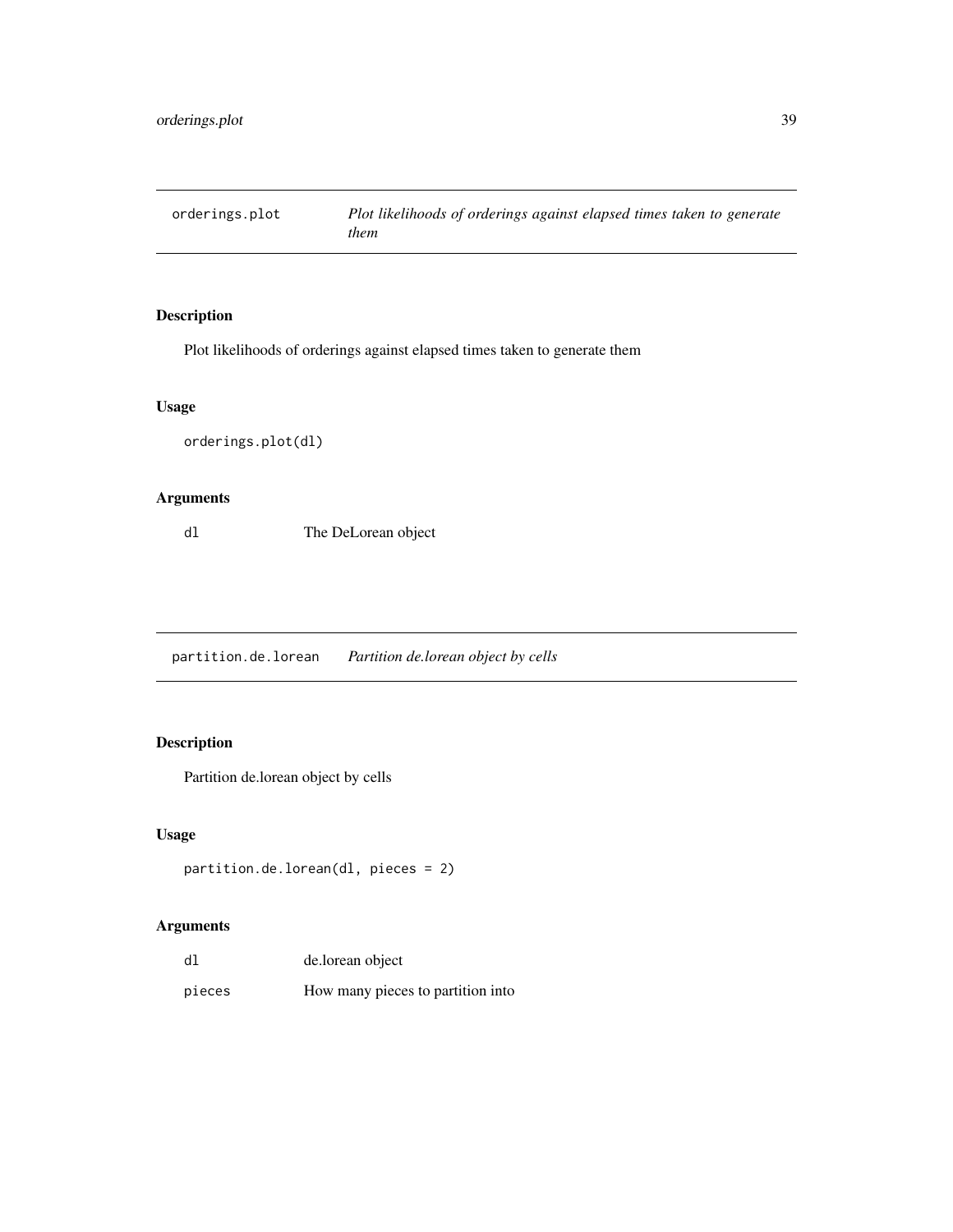## orderings.plot — *Plot likelihoods of orderings against elapsed times taken to generate them*

### Description

Plot likelihoods of orderings against elapsed times taken to generate them

### Usage

```
orderings.plot(dl)
```

### Arguments

| | |
|---|---|
| dl | The DeLorean object |

## partition.de.lorean — *Partition de.lorean object by cells*

### Description

Partition de.lorean object by cells

### Usage

```
partition.de.lorean(dl, pieces = 2)
```

### Arguments

| | |
|---|---|
| dl | de.lorean object |
| pieces | How many pieces to partition into |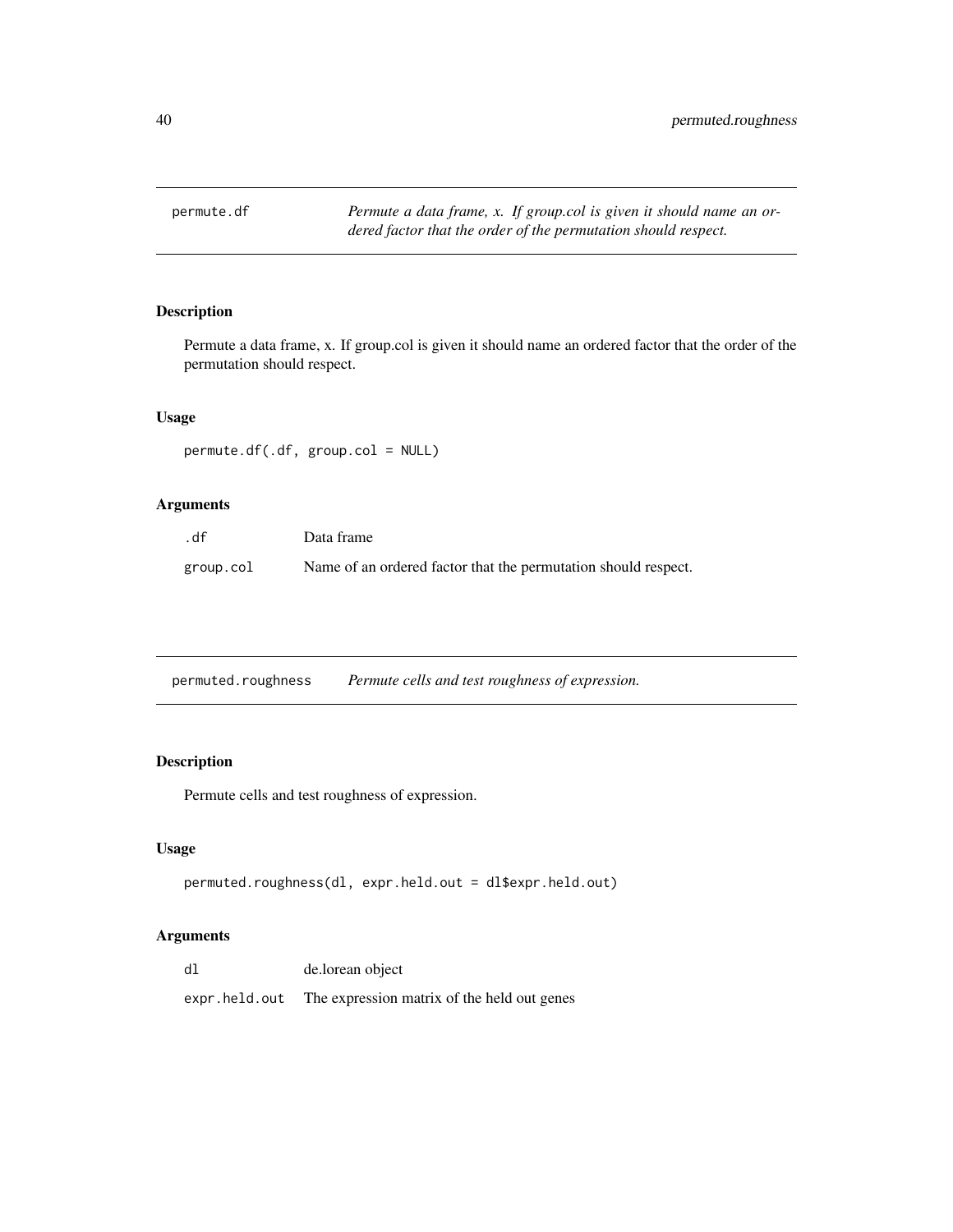## permute.df

*Permute a data frame, x. If group.col is given it should name an ordered factor that the order of the permutation should respect.*

### Description

Permute a data frame, x. If group.col is given it should name an ordered factor that the order of the permutation should respect.

### Usage

```
permute.df(.df, group.col = NULL)
```

### Arguments

| | |
|---|---|
| .df | Data frame |
| group.col | Name of an ordered factor that the permutation should respect. |

## permuted.roughness

*Permute cells and test roughness of expression.*

### Description

Permute cells and test roughness of expression.

### Usage

```
permuted.roughness(dl, expr.held.out = dl$expr.held.out)
```

### Arguments

| | |
|---|---|
| dl | de.lorean object |
| expr.held.out | The expression matrix of the held out genes |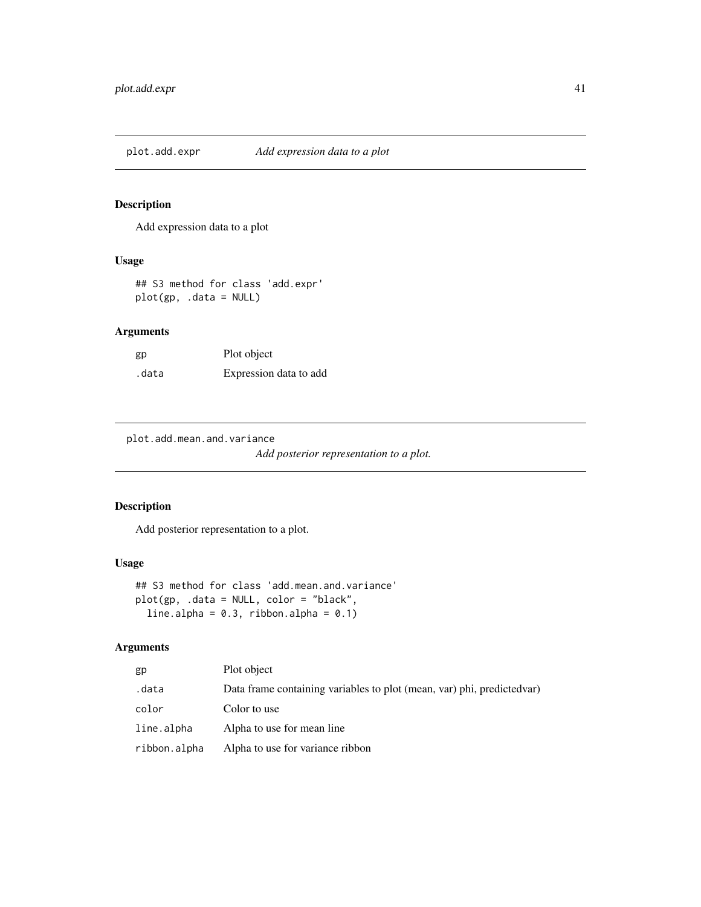## plot.add.expr — *Add expression data to a plot*

### Description

Add expression data to a plot

### Usage

```
## S3 method for class 'add.expr'
plot(gp, .data = NULL)
```

### Arguments

| | |
|---|---|
| gp | Plot object |
| .data | Expression data to add |

## plot.add.mean.and.variance — *Add posterior representation to a plot.*

### Description

Add posterior representation to a plot.

### Usage

```
## S3 method for class 'add.mean.and.variance'
plot(gp, .data = NULL, color = "black",
  line.alpha = 0.3, ribbon.alpha = 0.1)
```

### Arguments

| | |
|---|---|
| gp | Plot object |
| .data | Data frame containing variables to plot (mean, var) phi, predictedvar) |
| color | Color to use |
| line.alpha | Alpha to use for mean line |
| ribbon.alpha | Alpha to use for variance ribbon |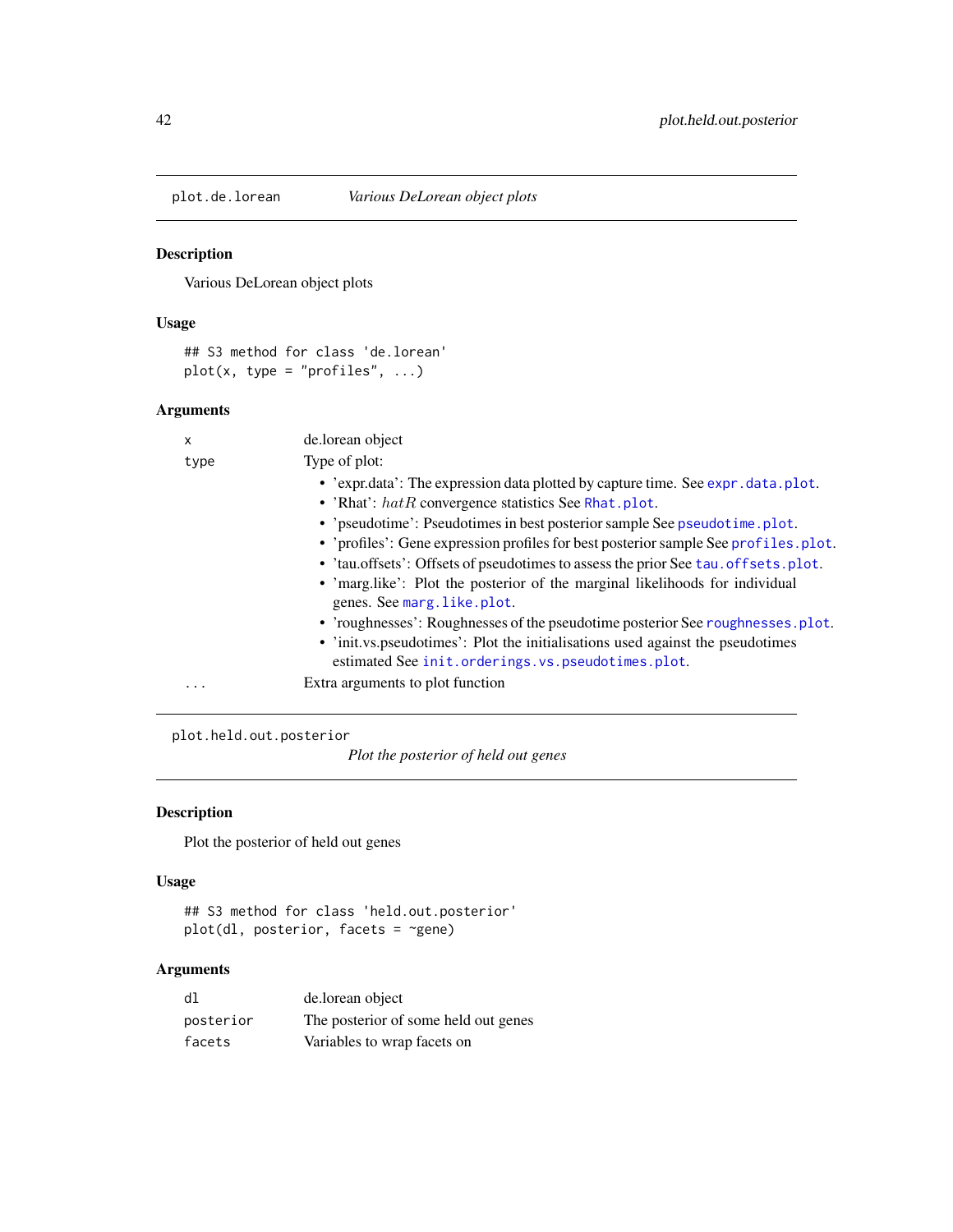## plot.de.lorean *Various DeLorean object plots*

### Description

Various DeLorean object plots

### Usage

```
## S3 method for class 'de.lorean'
plot(x, type = "profiles", ...)
```

### Arguments

| | |
|---|---|
| x | de.lorean object |
| type | Type of plot:<br>• 'expr.data': The expression data plotted by capture time. See expr.data.plot.<br>• 'Rhat': $hatR$ convergence statistics See Rhat.plot.<br>• 'pseudotime': Pseudotimes in best posterior sample See pseudotime.plot.<br>• 'profiles': Gene expression profiles for best posterior sample See profiles.plot.<br>• 'tau.offsets': Offsets of pseudotimes to assess the prior See tau.offsets.plot.<br>• 'marg.like': Plot the posterior of the marginal likelihoods for individual genes. See marg.like.plot.<br>• 'roughnesses': Roughnesses of the pseudotime posterior See roughnesses.plot.<br>• 'init.vs.pseudotimes': Plot the initialisations used against the pseudotimes estimated See init.orderings.vs.pseudotimes.plot. |
| ... | Extra arguments to plot function |

## plot.held.out.posterior *Plot the posterior of held out genes*

### Description

Plot the posterior of held out genes

### Usage

```
## S3 method for class 'held.out.posterior'
plot(dl, posterior, facets = ~gene)
```

### Arguments

| | |
|---|---|
| dl | de.lorean object |
| posterior | The posterior of some held out genes |
| facets | Variables to wrap facets on |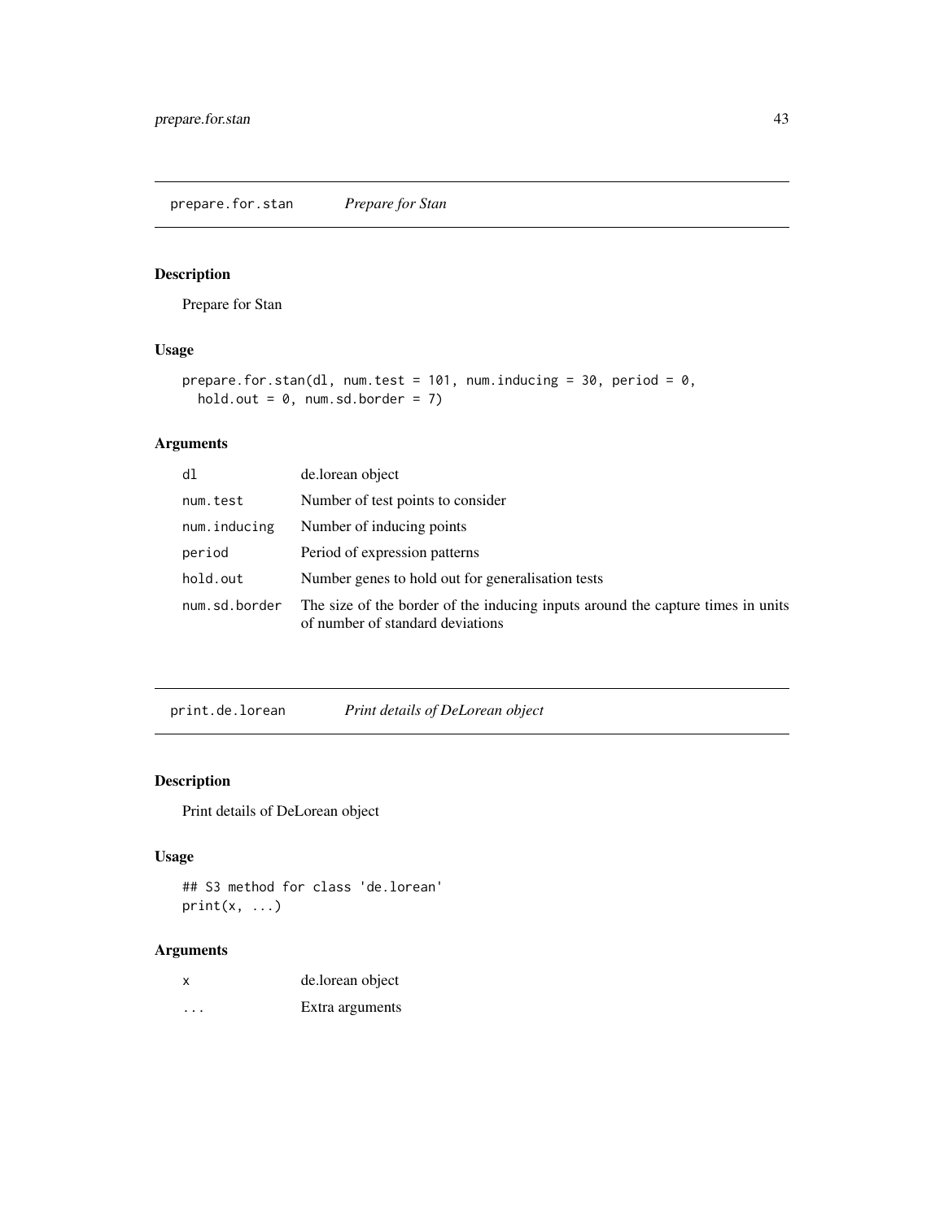## prepare.for.stan *Prepare for Stan*

### Description

Prepare for Stan

### Usage

```
prepare.for.stan(dl, num.test = 101, num.inducing = 30, period = 0,
  hold.out = 0, num.sd.border = 7)
```

### Arguments

| | |
|---|---|
| dl | de.lorean object |
| num.test | Number of test points to consider |
| num.inducing | Number of inducing points |
| period | Period of expression patterns |
| hold.out | Number genes to hold out for generalisation tests |
| num.sd.border | The size of the border of the inducing inputs around the capture times in units of number of standard deviations |

## print.de.lorean *Print details of DeLorean object*

### Description

Print details of DeLorean object

### Usage

```
## S3 method for class 'de.lorean'
print(x, ...)
```

### Arguments

| | |
|---|---|
| x | de.lorean object |
| ... | Extra arguments |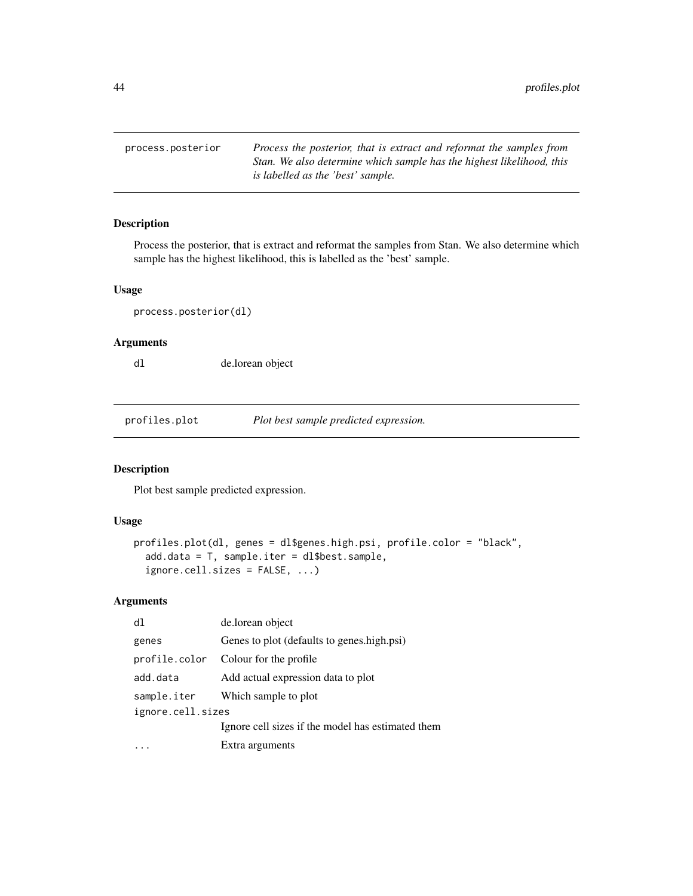## process.posterior

*Process the posterior, that is extract and reformat the samples from Stan. We also determine which sample has the highest likelihood, this is labelled as the 'best' sample.*

### Description

Process the posterior, that is extract and reformat the samples from Stan. We also determine which sample has the highest likelihood, this is labelled as the 'best' sample.

### Usage

```
process.posterior(dl)
```

### Arguments

| | |
|---|---|
| dl | de.lorean object |

## profiles.plot

*Plot best sample predicted expression.*

### Description

Plot best sample predicted expression.

### Usage

```
profiles.plot(dl, genes = dl$genes.high.psi, profile.color = "black",
  add.data = T, sample.iter = dl$best.sample,
  ignore.cell.sizes = FALSE, ...)
```

### Arguments

| | |
|---|---|
| dl | de.lorean object |
| genes | Genes to plot (defaults to genes.high.psi) |
| profile.color | Colour for the profile |
| add.data | Add actual expression data to plot |
| sample.iter | Which sample to plot |
| ignore.cell.sizes | Ignore cell sizes if the model has estimated them |
| ... | Extra arguments |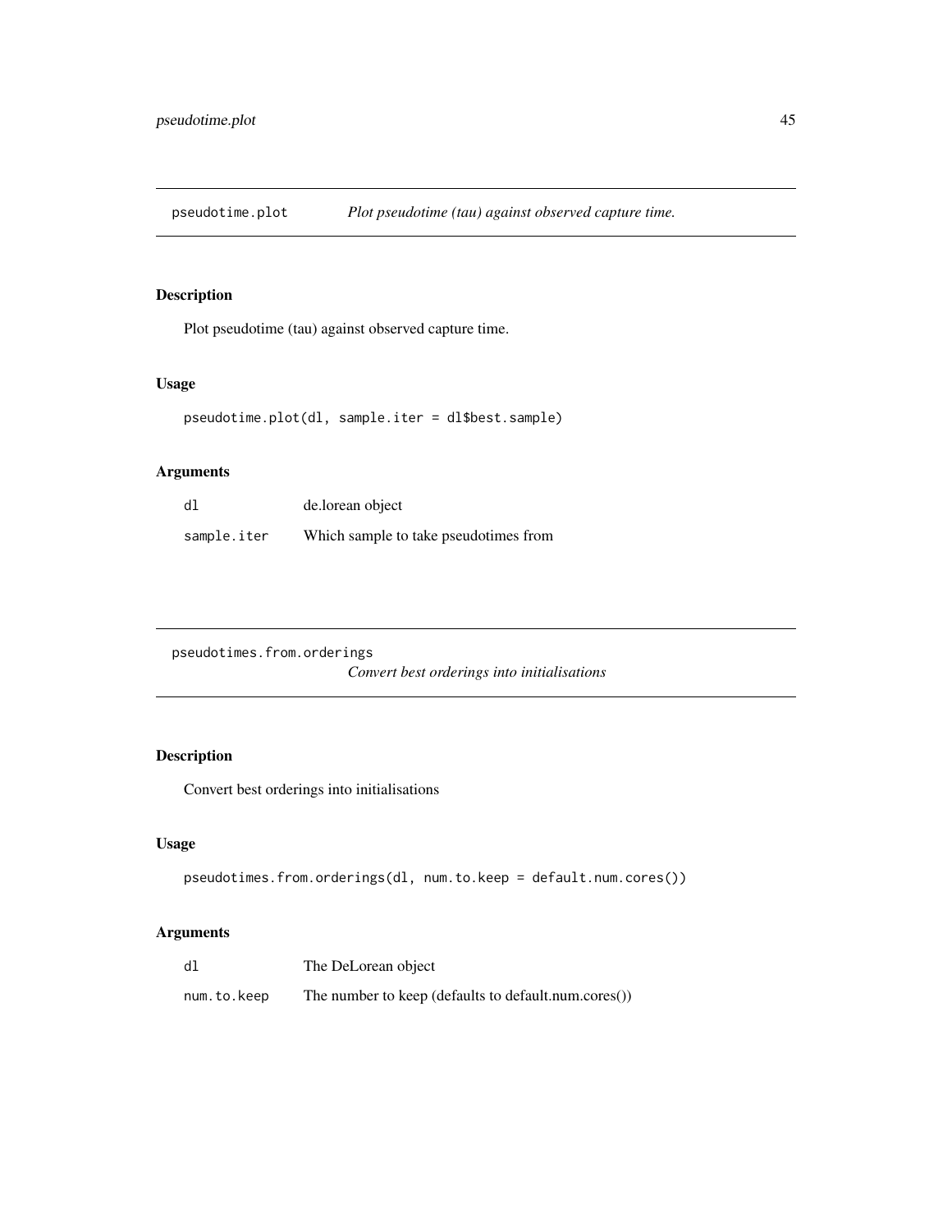## pseudotime.plot — *Plot pseudotime (tau) against observed capture time.*

### Description

Plot pseudotime (tau) against observed capture time.

### Usage

```
pseudotime.plot(dl, sample.iter = dl$best.sample)
```

### Arguments

| | |
|---|---|
| `dl` | de.lorean object |
| `sample.iter` | Which sample to take pseudotimes from |

## pseudotimes.from.orderings — *Convert best orderings into initialisations*

### Description

Convert best orderings into initialisations

### Usage

```
pseudotimes.from.orderings(dl, num.to.keep = default.num.cores())
```

### Arguments

| | |
|---|---|
| `dl` | The DeLorean object |
| `num.to.keep` | The number to keep (defaults to default.num.cores()) |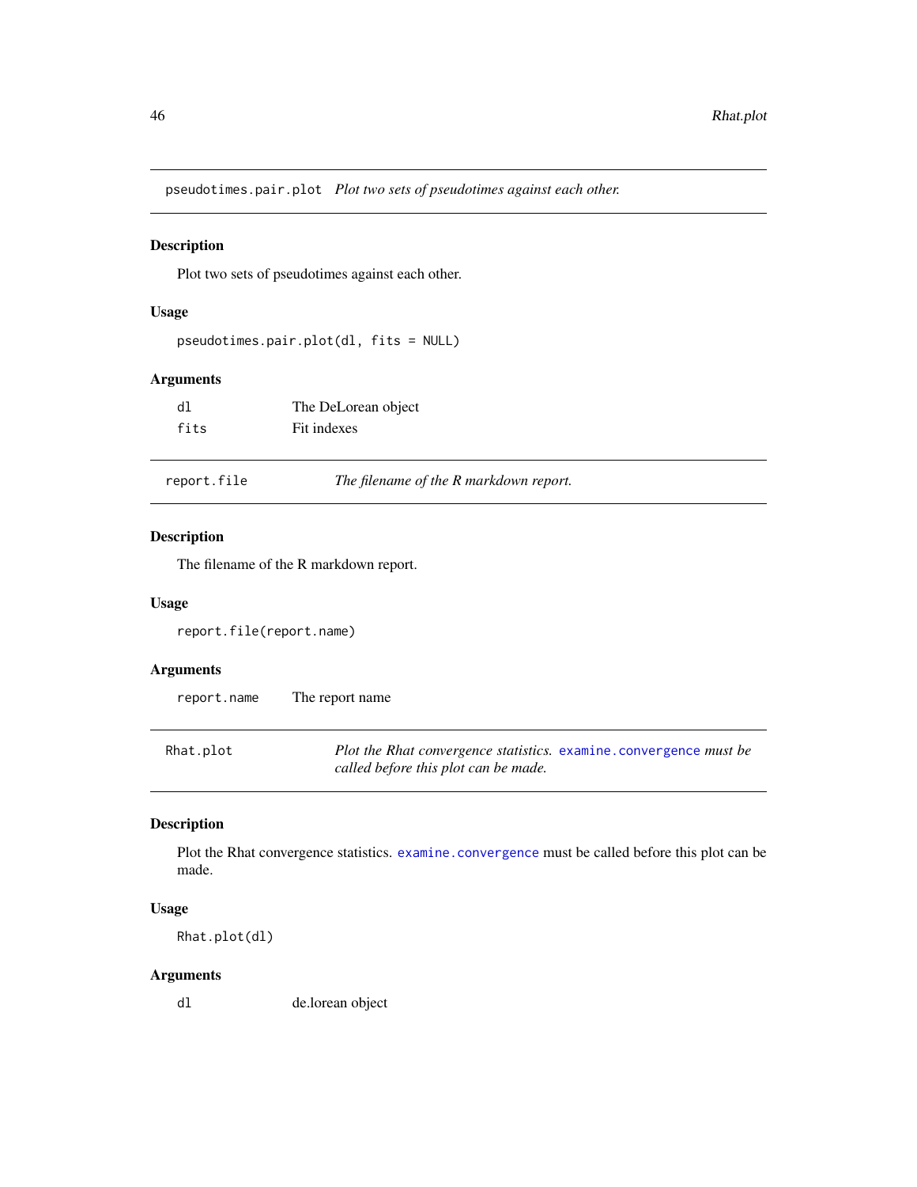## pseudotimes.pair.plot *Plot two sets of pseudotimes against each other.*

### Description

Plot two sets of pseudotimes against each other.

### Usage

```
pseudotimes.pair.plot(dl, fits = NULL)
```

### Arguments

| | |
|---|---|
| dl | The DeLorean object |
| fits | Fit indexes |

## report.file *The filename of the R markdown report.*

### Description

The filename of the R markdown report.

### Usage

```
report.file(report.name)
```

### Arguments

| | |
|---|---|
| report.name | The report name |

## Rhat.plot *Plot the Rhat convergence statistics.* `examine.convergence` *must be called before this plot can be made.*

### Description

Plot the Rhat convergence statistics. `examine.convergence` must be called before this plot can be made.

### Usage

```
Rhat.plot(dl)
```

### Arguments

| | |
|---|---|
| dl | de.lorean object |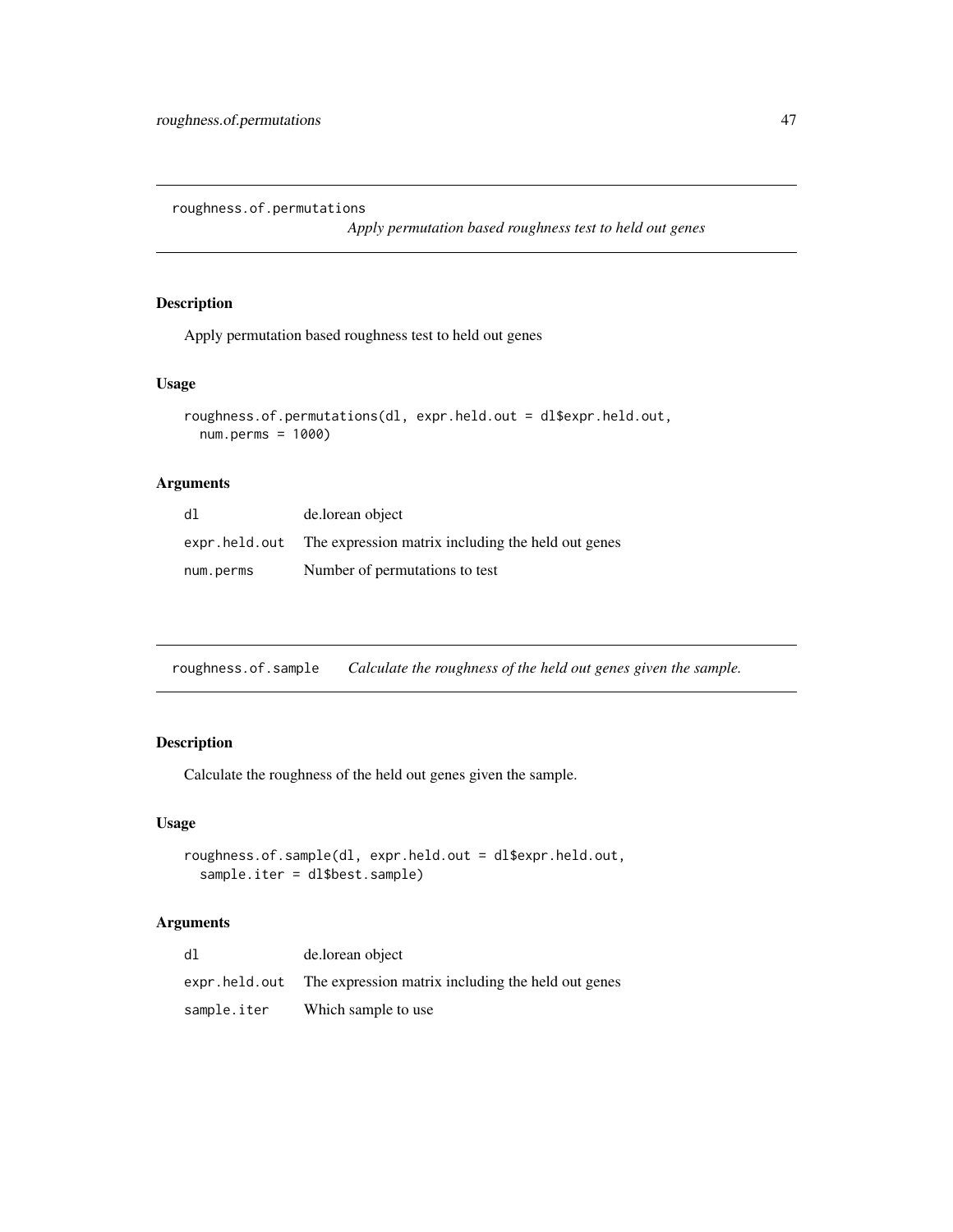## roughness.of.permutations

*Apply permutation based roughness test to held out genes*

### Description

Apply permutation based roughness test to held out genes

### Usage

```
roughness.of.permutations(dl, expr.held.out = dl$expr.held.out,
  num.perms = 1000)
```

### Arguments

| | |
|---|---|
| `dl` | de.lorean object |
| `expr.held.out` | The expression matrix including the held out genes |
| `num.perms` | Number of permutations to test |

## roughness.of.sample

*Calculate the roughness of the held out genes given the sample.*

### Description

Calculate the roughness of the held out genes given the sample.

### Usage

```
roughness.of.sample(dl, expr.held.out = dl$expr.held.out,
  sample.iter = dl$best.sample)
```

### Arguments

| | |
|---|---|
| `dl` | de.lorean object |
| `expr.held.out` | The expression matrix including the held out genes |
| `sample.iter` | Which sample to use |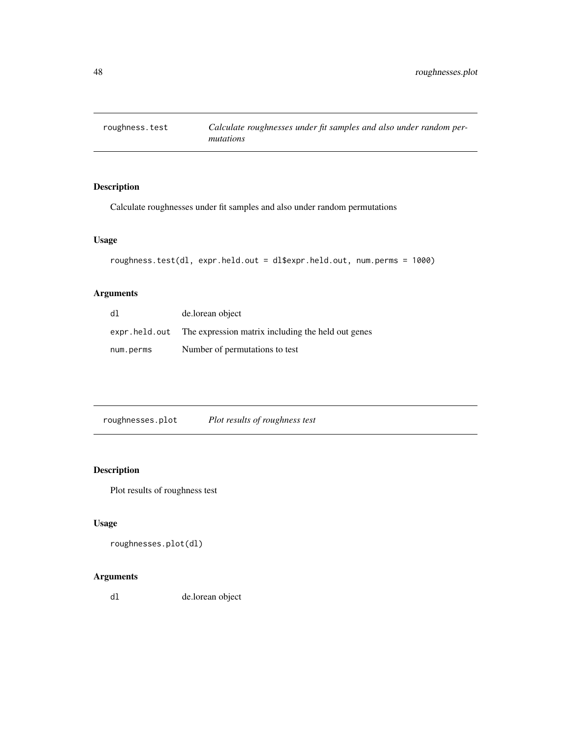## roughness.test *Calculate roughnesses under fit samples and also under random permutations*

### Description

Calculate roughnesses under fit samples and also under random permutations

### Usage

```
roughness.test(dl, expr.held.out = dl$expr.held.out, num.perms = 1000)
```

### Arguments

| | |
|---|---|
| dl | de.lorean object |
| expr.held.out | The expression matrix including the held out genes |
| num.perms | Number of permutations to test |

## roughnesses.plot *Plot results of roughness test*

### Description

Plot results of roughness test

### Usage

```
roughnesses.plot(dl)
```

### Arguments

| | |
|---|---|
| dl | de.lorean object |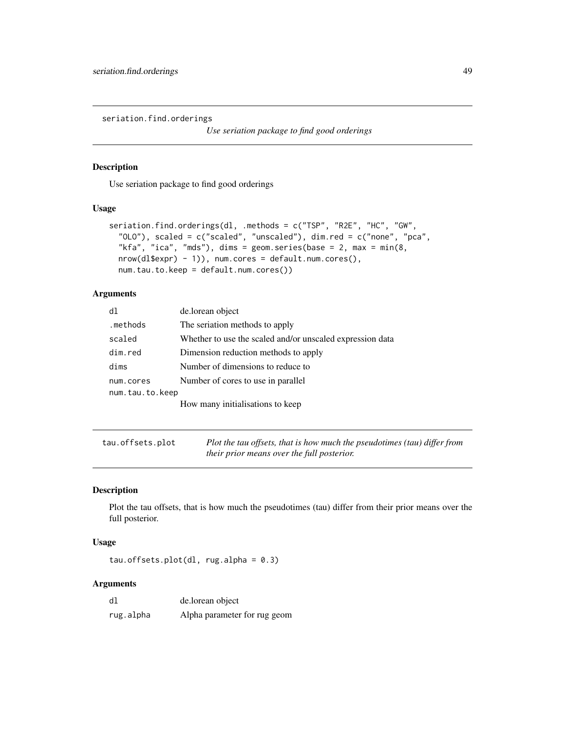## seriation.find.orderings

*Use seriation package to find good orderings*

### Description

Use seriation package to find good orderings

### Usage

```
seriation.find.orderings(dl, .methods = c("TSP", "R2E", "HC", "GW",
  "OLO"), scaled = c("scaled", "unscaled"), dim.red = c("none", "pca",
  "kfa", "ica", "mds"), dims = geom.series(base = 2, max = min(8,
  nrow(dl$expr) - 1)), num.cores = default.num.cores(),
  num.tau.to.keep = default.num.cores())
```

### Arguments

| | |
|---|---|
| dl | de.lorean object |
| .methods | The seriation methods to apply |
| scaled | Whether to use the scaled and/or unscaled expression data |
| dim.red | Dimension reduction methods to apply |
| dims | Number of dimensions to reduce to |
| num.cores | Number of cores to use in parallel |
| num.tau.to.keep | How many initialisations to keep |

## tau.offsets.plot

*Plot the tau offsets, that is how much the pseudotimes (tau) differ from their prior means over the full posterior.*

### Description

Plot the tau offsets, that is how much the pseudotimes (tau) differ from their prior means over the full posterior.

### Usage

```
tau.offsets.plot(dl, rug.alpha = 0.3)
```

### Arguments

| | |
|---|---|
| dl | de.lorean object |
| rug.alpha | Alpha parameter for rug geom |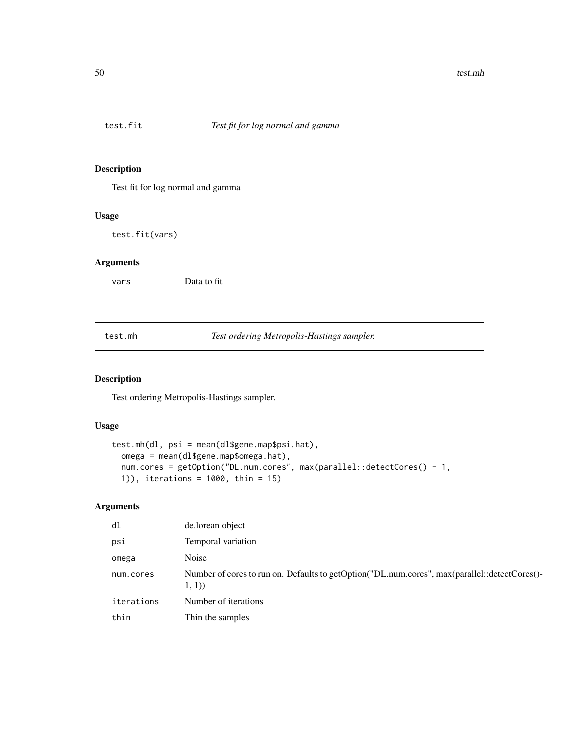## test.fit — *Test fit for log normal and gamma*

### Description

Test fit for log normal and gamma

### Usage

```
test.fit(vars)
```

### Arguments

| | |
|---|---|
| vars | Data to fit |

## test.mh — *Test ordering Metropolis-Hastings sampler.*

### Description

Test ordering Metropolis-Hastings sampler.

### Usage

```
test.mh(dl, psi = mean(dl$gene.map$psi.hat),
  omega = mean(dl$gene.map$omega.hat),
  num.cores = getOption("DL.num.cores", max(parallel::detectCores() - 1,
  1)), iterations = 1000, thin = 15)
```

### Arguments

| | |
|---|---|
| dl | de.lorean object |
| psi | Temporal variation |
| omega | Noise |
| num.cores | Number of cores to run on. Defaults to getOption("DL.num.cores", max(parallel::detectCores()-1, 1)) |
| iterations | Number of iterations |
| thin | Thin the samples |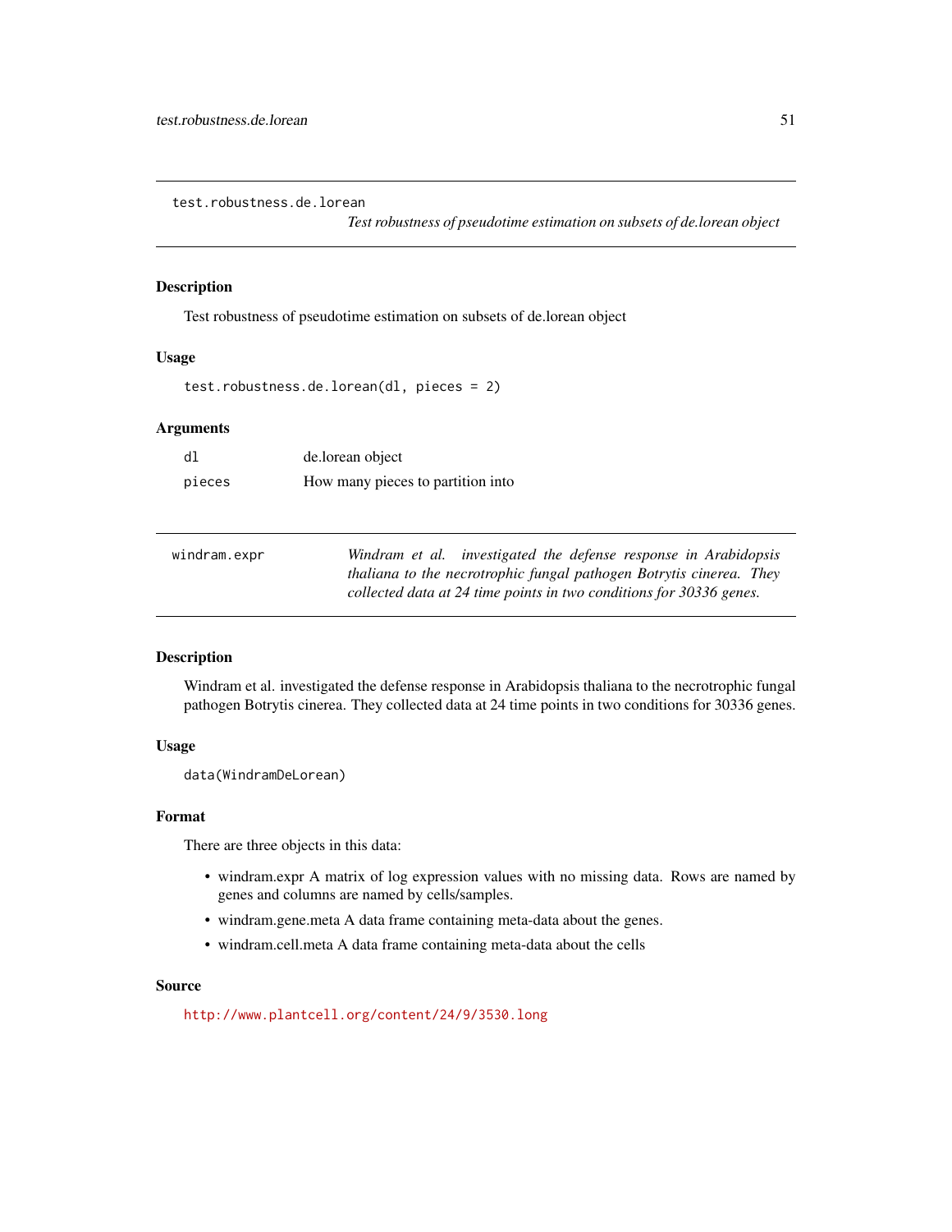## test.robustness.de.lorean

*Test robustness of pseudotime estimation on subsets of de.lorean object*

### Description

Test robustness of pseudotime estimation on subsets of de.lorean object

### Usage

```
test.robustness.de.lorean(dl, pieces = 2)
```

### Arguments

| | |
|---|---|
| dl | de.lorean object |
| pieces | How many pieces to partition into |

## windram.expr

*Windram et al. investigated the defense response in Arabidopsis thaliana to the necrotrophic fungal pathogen Botrytis cinerea. They collected data at 24 time points in two conditions for 30336 genes.*

### Description

Windram et al. investigated the defense response in Arabidopsis thaliana to the necrotrophic fungal pathogen Botrytis cinerea. They collected data at 24 time points in two conditions for 30336 genes.

### Usage

```
data(WindramDeLorean)
```

### Format

There are three objects in this data:

- windram.expr A matrix of log expression values with no missing data. Rows are named by genes and columns are named by cells/samples.
- windram.gene.meta A data frame containing meta-data about the genes.
- windram.cell.meta A data frame containing meta-data about the cells

### Source

http://www.plantcell.org/content/24/9/3530.long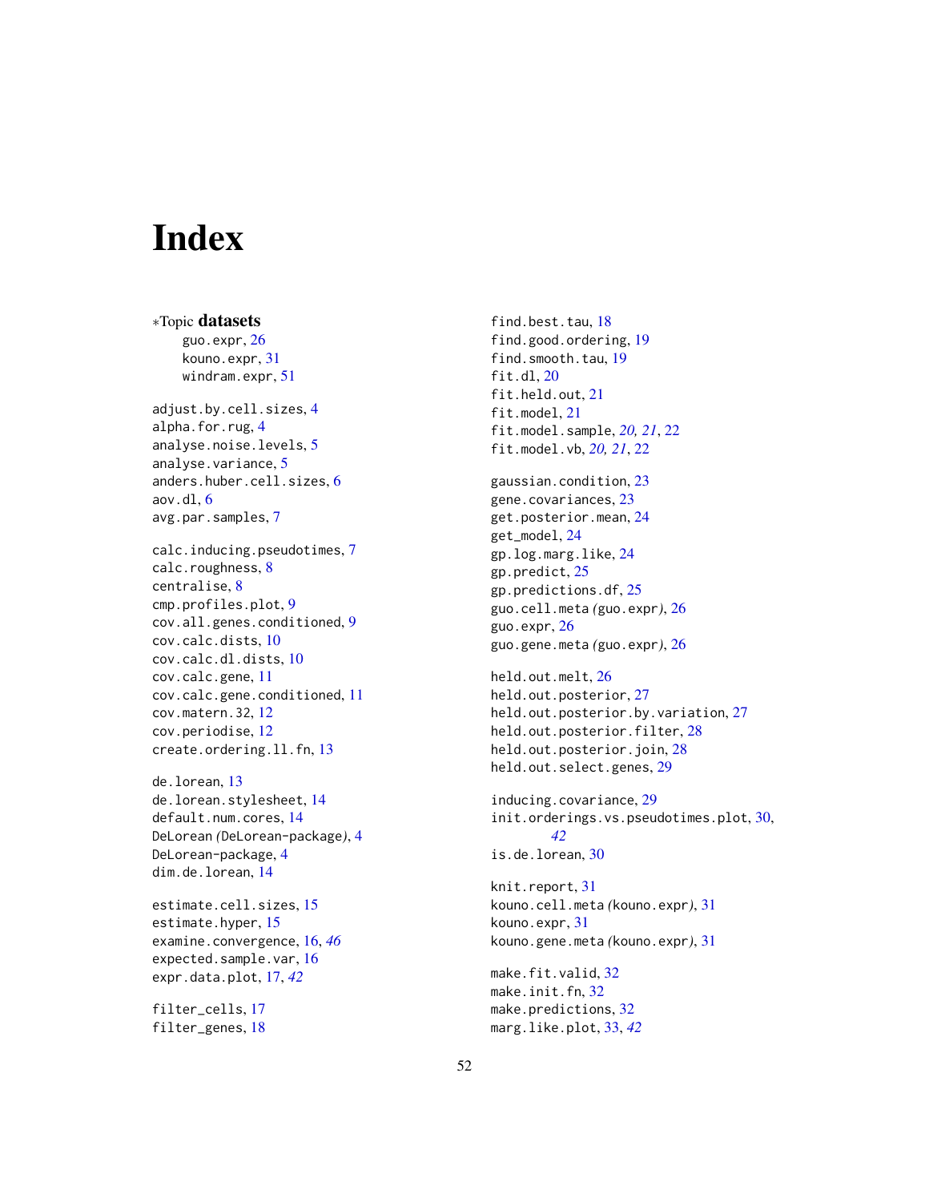# Index

∗Topic **datasets**

guo.expr, 26
kouno.expr, 31
windram.expr, 51

adjust.by.cell.sizes, 4
alpha.for.rug, 4
analyse.noise.levels, 5
analyse.variance, 5
anders.huber.cell.sizes, 6
aov.dl, 6
avg.par.samples, 7

calc.inducing.pseudotimes, 7
calc.roughness, 8
centralise, 8
cmp.profiles.plot, 9
cov.all.genes.conditioned, 9
cov.calc.dists, 10
cov.calc.dl.dists, 10
cov.calc.gene, 11
cov.calc.gene.conditioned, 11
cov.matern.32, 12
cov.periodise, 12
create.ordering.ll.fn, 13

de.lorean, 13
de.lorean.stylesheet, 14
default.num.cores, 14
DeLorean *(*DeLorean-package*)*, 4
DeLorean-package, 4
dim.de.lorean, 14

estimate.cell.sizes, 15
estimate.hyper, 15
examine.convergence, 16, *46*
expected.sample.var, 16
expr.data.plot, 17, *42*

filter_cells, 17
filter_genes, 18
find.best.tau, 18
find.good.ordering, 19
find.smooth.tau, 19
fit.dl, 20
fit.held.out, 21
fit.model, 21
fit.model.sample, *20, 21*, 22
fit.model.vb, *20, 21*, 22

gaussian.condition, 23
gene.covariances, 23
get.posterior.mean, 24
get_model, 24
gp.log.marg.like, 24
gp.predict, 25
gp.predictions.df, 25
guo.cell.meta *(*guo.expr*)*, 26
guo.expr, 26
guo.gene.meta *(*guo.expr*)*, 26

held.out.melt, 26
held.out.posterior, 27
held.out.posterior.by.variation, 27
held.out.posterior.filter, 28
held.out.posterior.join, 28
held.out.select.genes, 29

inducing.covariance, 29
init.orderings.vs.pseudotimes.plot, 30, *42*
is.de.lorean, 30

knit.report, 31
kouno.cell.meta *(*kouno.expr*)*, 31
kouno.expr, 31
kouno.gene.meta *(*kouno.expr*)*, 31

make.fit.valid, 32
make.init.fn, 32
make.predictions, 32
marg.like.plot, 33, *42*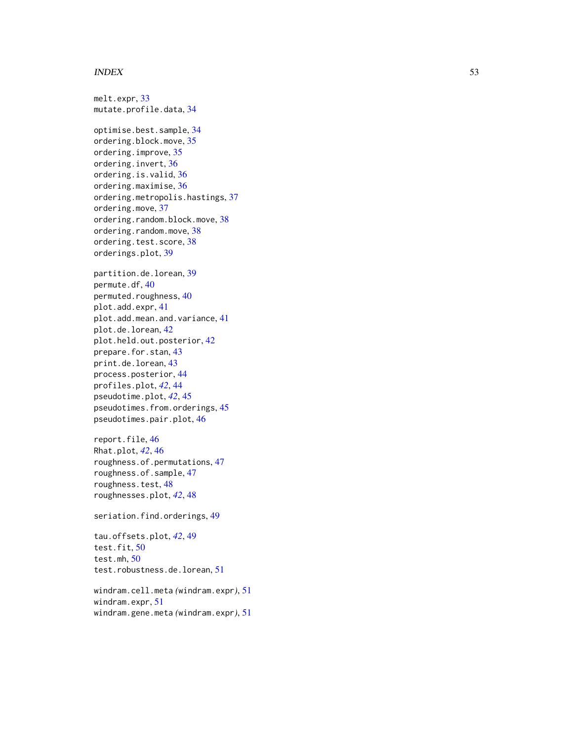melt.expr, 33
mutate.profile.data, 34

optimise.best.sample, 34
ordering.block.move, 35
ordering.improve, 35
ordering.invert, 36
ordering.is.valid, 36
ordering.maximise, 36
ordering.metropolis.hastings, 37
ordering.move, 37
ordering.random.block.move, 38
ordering.random.move, 38
ordering.test.score, 38
orderings.plot, 39

partition.de.lorean, 39
permute.df, 40
permuted.roughness, 40
plot.add.expr, 41
plot.add.mean.and.variance, 41
plot.de.lorean, 42
plot.held.out.posterior, 42
prepare.for.stan, 43
print.de.lorean, 43
process.posterior, 44
profiles.plot, *42*, 44
pseudotime.plot, *42*, 45
pseudotimes.from.orderings, 45
pseudotimes.pair.plot, 46

report.file, 46
Rhat.plot, *42*, 46
roughness.of.permutations, 47
roughness.of.sample, 47
roughness.test, 48
roughnesses.plot, *42*, 48

seriation.find.orderings, 49

tau.offsets.plot, *42*, 49
test.fit, 50
test.mh, 50
test.robustness.de.lorean, 51

windram.cell.meta *(*windram.expr*)*, 51
windram.expr, 51
windram.gene.meta *(*windram.expr*)*, 51